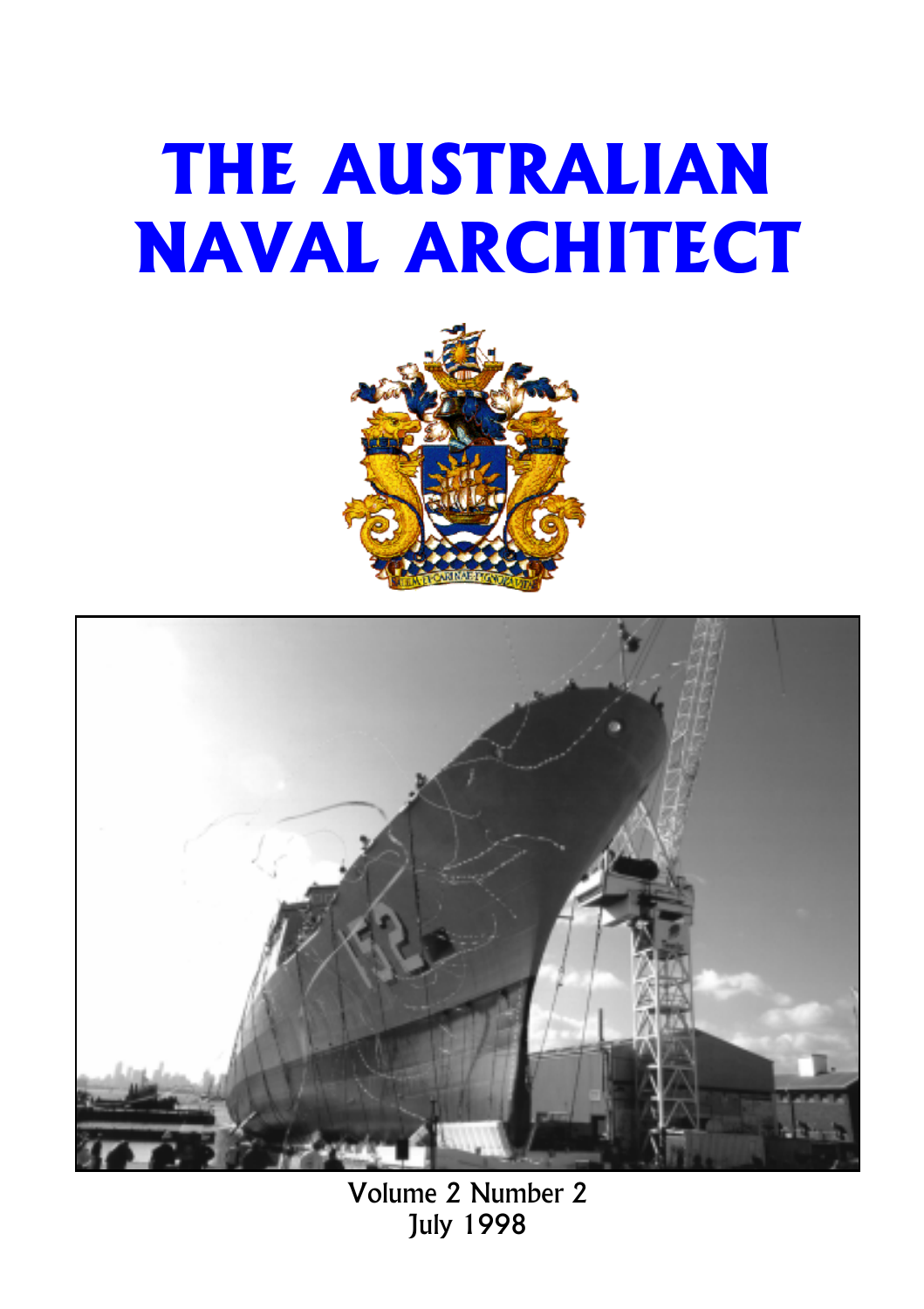# THE AUSTRALIAN NAVAL ARCHITECT

Volume 2 Number 2
July 1998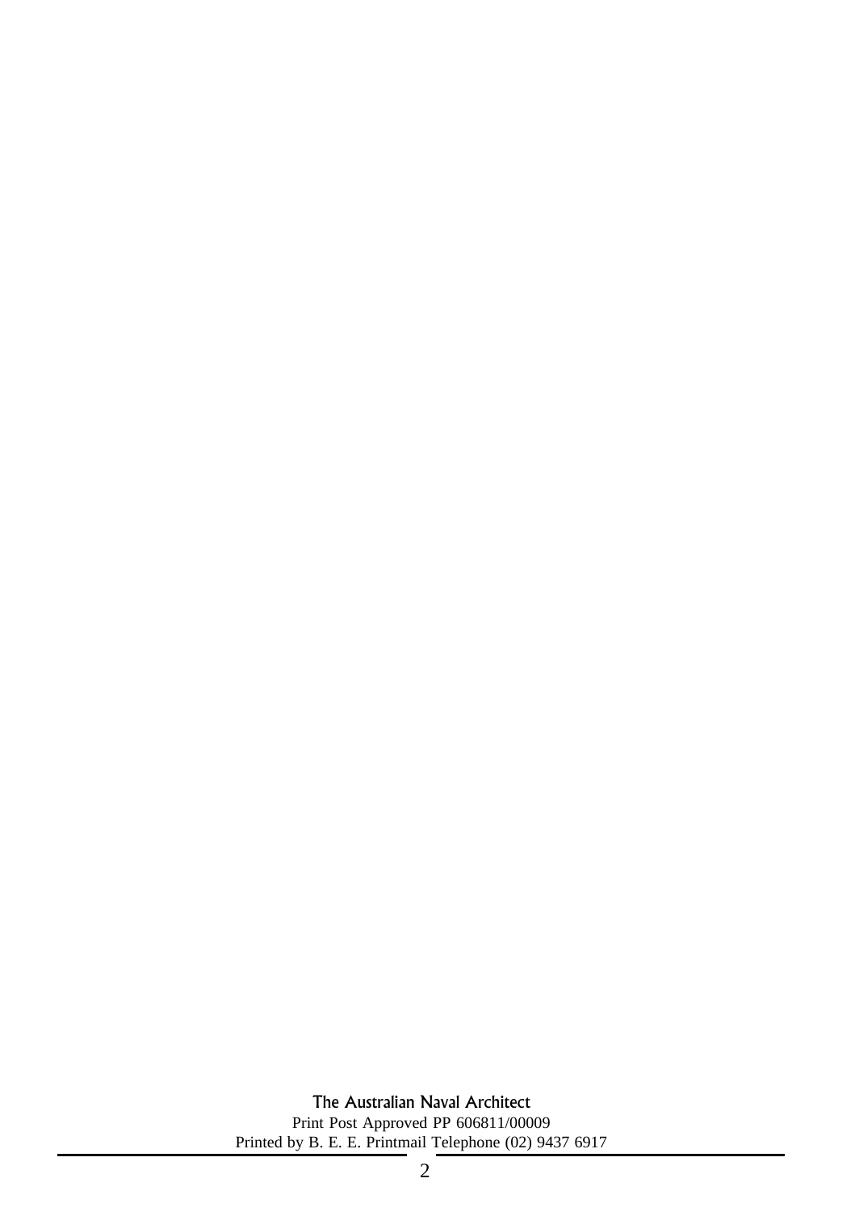The Australian Naval Architect

Print Post Approved PP 606811/00009

Printed by B. E. E. Printmail Telephone (02) 9437 6917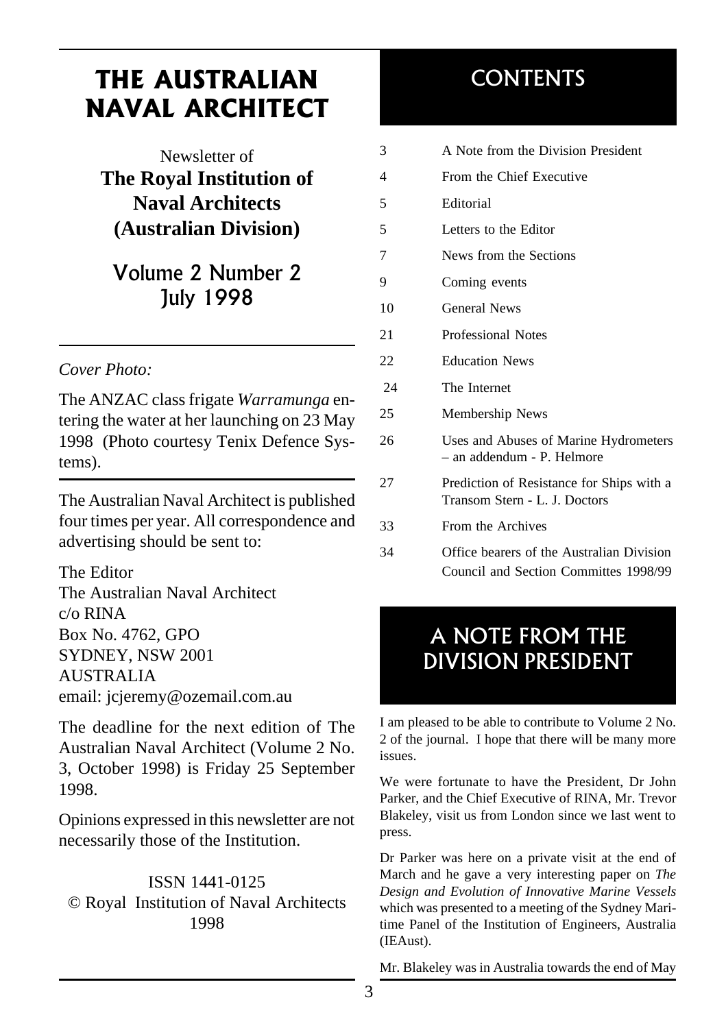# THE AUSTRALIAN NAVAL ARCHITECT

Newsletter of
**The Royal Institution of Naval Architects (Australian Division)**

## Volume 2 Number 2
## July 1998

*Cover Photo:*

The ANZAC class frigate *Warramunga* entering the water at her launching on 23 May 1998 (Photo courtesy Tenix Defence Systems).

The Australian Naval Architect is published four times per year. All correspondence and advertising should be sent to:

The Editor
The Australian Naval Architect
c/o RINA
Box No. 4762, GPO
SYDNEY, NSW 2001
AUSTRALIA
email: jcjeremy@ozemail.com.au

The deadline for the next edition of The Australian Naval Architect (Volume 2 No. 3, October 1998) is Friday 25 September 1998.

Opinions expressed in this newsletter are not necessarily those of the Institution.

ISSN 1441-0125
© Royal Institution of Naval Architects 1998

## CONTENTS

| | |
|---|---|
| 3 | A Note from the Division President |
| 4 | From the Chief Executive |
| 5 | Editorial |
| 5 | Letters to the Editor |
| 7 | News from the Sections |
| 9 | Coming events |
| 10 | General News |
| 21 | Professional Notes |
| 22 | Education News |
| 24 | The Internet |
| 25 | Membership News |
| 26 | Uses and Abuses of Marine Hydrometers – an addendum - P. Helmore |
| 27 | Prediction of Resistance for Ships with a Transom Stern - L. J. Doctors |
| 33 | From the Archives |
| 34 | Office bearers of the Australian Division Council and Section Committes 1998/99 |

## A NOTE FROM THE DIVISION PRESIDENT

I am pleased to be able to contribute to Volume 2 No. 2 of the journal. I hope that there will be many more issues.

We were fortunate to have the President, Dr John Parker, and the Chief Executive of RINA, Mr. Trevor Blakeley, visit us from London since we last went to press.

Dr Parker was here on a private visit at the end of March and he gave a very interesting paper on *The Design and Evolution of Innovative Marine Vessels* which was presented to a meeting of the Sydney Maritime Panel of the Institution of Engineers, Australia (IEAust).

Mr. Blakeley was in Australia towards the end of May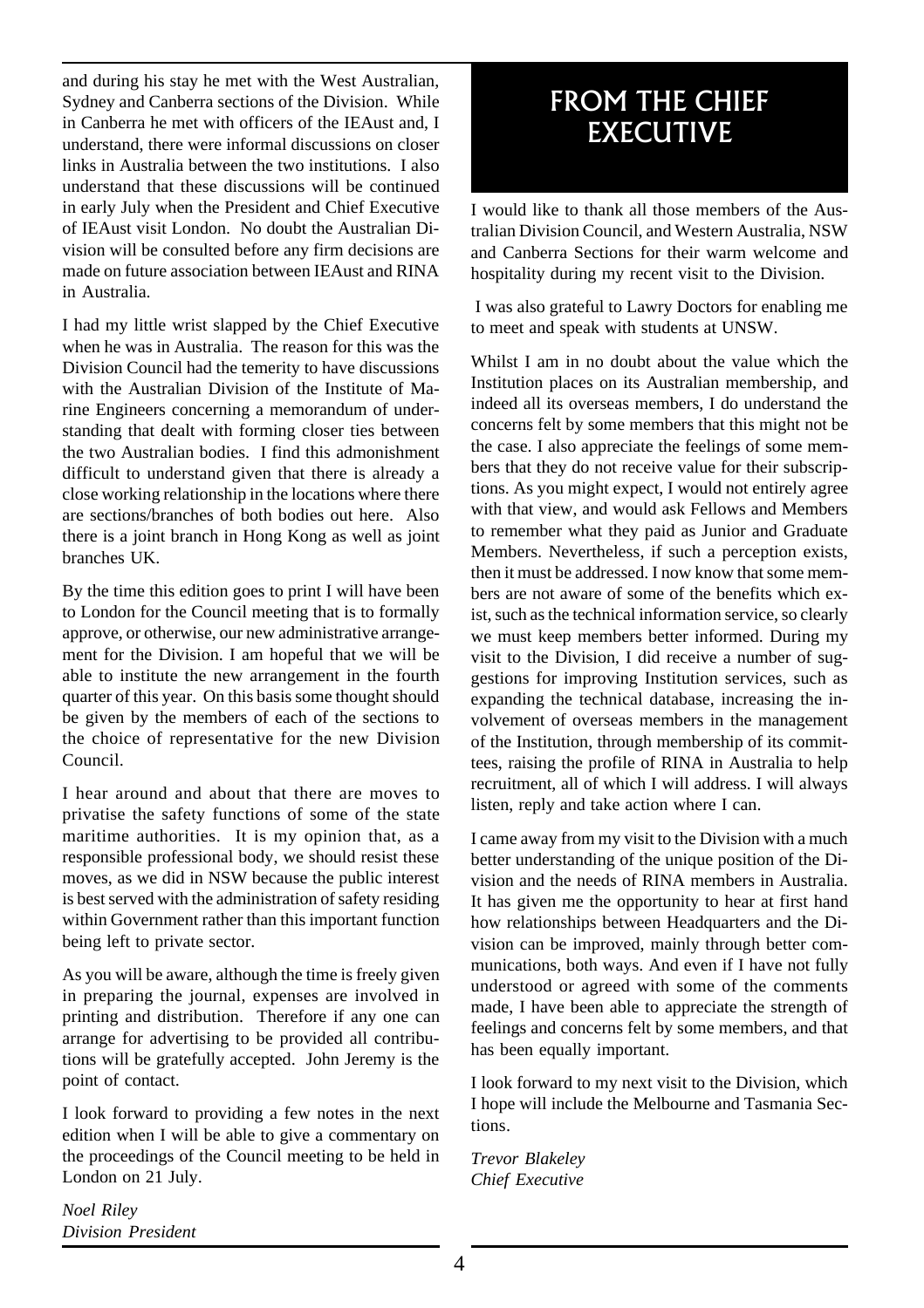and during his stay he met with the West Australian, Sydney and Canberra sections of the Division. While in Canberra he met with officers of the IEAust and, I understand, there were informal discussions on closer links in Australia between the two institutions. I also understand that these discussions will be continued in early July when the President and Chief Executive of IEAust visit London. No doubt the Australian Division will be consulted before any firm decisions are made on future association between IEAust and RINA in Australia.

I had my little wrist slapped by the Chief Executive when he was in Australia. The reason for this was the Division Council had the temerity to have discussions with the Australian Division of the Institute of Marine Engineers concerning a memorandum of understanding that dealt with forming closer ties between the two Australian bodies. I find this admonishment difficult to understand given that there is already a close working relationship in the locations where there are sections/branches of both bodies out here. Also there is a joint branch in Hong Kong as well as joint branches UK.

By the time this edition goes to print I will have been to London for the Council meeting that is to formally approve, or otherwise, our new administrative arrangement for the Division. I am hopeful that we will be able to institute the new arrangement in the fourth quarter of this year. On this basis some thought should be given by the members of each of the sections to the choice of representative for the new Division Council.

I hear around and about that there are moves to privatise the safety functions of some of the state maritime authorities. It is my opinion that, as a responsible professional body, we should resist these moves, as we did in NSW because the public interest is best served with the administration of safety residing within Government rather than this important function being left to private sector.

As you will be aware, although the time is freely given in preparing the journal, expenses are involved in printing and distribution. Therefore if any one can arrange for advertising to be provided all contributions will be gratefully accepted. John Jeremy is the point of contact.

I look forward to providing a few notes in the next edition when I will be able to give a commentary on the proceedings of the Council meeting to be held in London on 21 July.

*Noel Riley*
*Division President*

# FROM THE CHIEF EXECUTIVE

I would like to thank all those members of the Australian Division Council, and Western Australia, NSW and Canberra Sections for their warm welcome and hospitality during my recent visit to the Division.

I was also grateful to Lawry Doctors for enabling me to meet and speak with students at UNSW.

Whilst I am in no doubt about the value which the Institution places on its Australian membership, and indeed all its overseas members, I do understand the concerns felt by some members that this might not be the case. I also appreciate the feelings of some members that they do not receive value for their subscriptions. As you might expect, I would not entirely agree with that view, and would ask Fellows and Members to remember what they paid as Junior and Graduate Members. Nevertheless, if such a perception exists, then it must be addressed. I now know that some members are not aware of some of the benefits which exist, such as the technical information service, so clearly we must keep members better informed. During my visit to the Division, I did receive a number of suggestions for improving Institution services, such as expanding the technical database, increasing the involvement of overseas members in the management of the Institution, through membership of its committees, raising the profile of RINA in Australia to help recruitment, all of which I will address. I will always listen, reply and take action where I can.

I came away from my visit to the Division with a much better understanding of the unique position of the Division and the needs of RINA members in Australia. It has given me the opportunity to hear at first hand how relationships between Headquarters and the Division can be improved, mainly through better communications, both ways. And even if I have not fully understood or agreed with some of the comments made, I have been able to appreciate the strength of feelings and concerns felt by some members, and that has been equally important.

I look forward to my next visit to the Division, which I hope will include the Melbourne and Tasmania Sections.

*Trevor Blakeley*
*Chief Executive*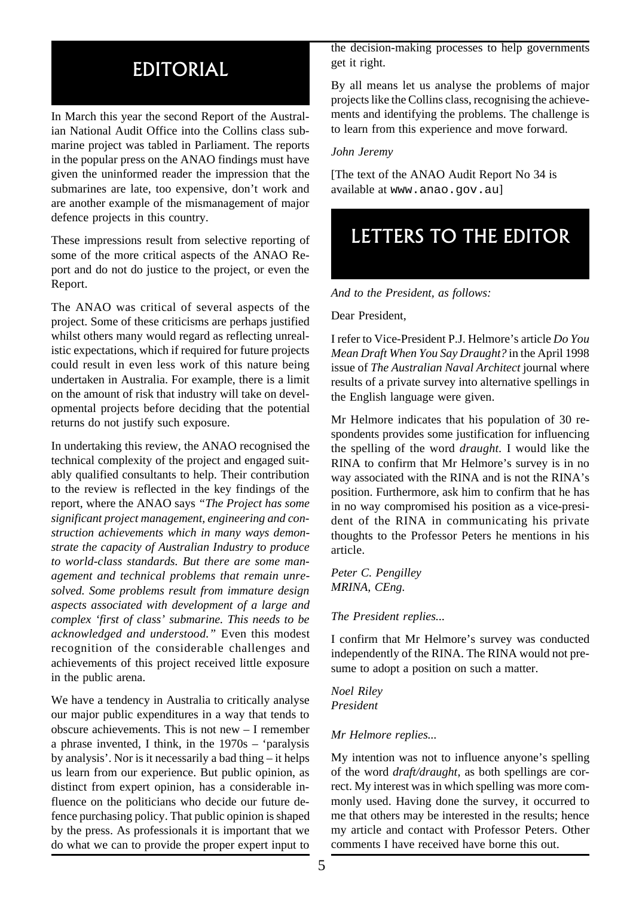# EDITORIAL

In March this year the second Report of the Australian National Audit Office into the Collins class submarine project was tabled in Parliament. The reports in the popular press on the ANAO findings must have given the uninformed reader the impression that the submarines are late, too expensive, don't work and are another example of the mismanagement of major defence projects in this country.

These impressions result from selective reporting of some of the more critical aspects of the ANAO Report and do not do justice to the project, or even the Report.

The ANAO was critical of several aspects of the project. Some of these criticisms are perhaps justified whilst others many would regard as reflecting unrealistic expectations, which if required for future projects could result in even less work of this nature being undertaken in Australia. For example, there is a limit on the amount of risk that industry will take on developmental projects before deciding that the potential returns do not justify such exposure.

In undertaking this review, the ANAO recognised the technical complexity of the project and engaged suitably qualified consultants to help. Their contribution to the review is reflected in the key findings of the report, where the ANAO says *"The Project has some significant project management, engineering and construction achievements which in many ways demonstrate the capacity of Australian Industry to produce to world-class standards. But there are some management and technical problems that remain unresolved. Some problems result from immature design aspects associated with development of a large and complex 'first of class' submarine. This needs to be acknowledged and understood."* Even this modest recognition of the considerable challenges and achievements of this project received little exposure in the public arena.

We have a tendency in Australia to critically analyse our major public expenditures in a way that tends to obscure achievements. This is not new – I remember a phrase invented, I think, in the 1970s – 'paralysis by analysis'. Nor is it necessarily a bad thing – it helps us learn from our experience. But public opinion, as distinct from expert opinion, has a considerable influence on the politicians who decide our future defence purchasing policy. That public opinion is shaped by the press. As professionals it is important that we do what we can to provide the proper expert input to the decision-making processes to help governments get it right.

By all means let us analyse the problems of major projects like the Collins class, recognising the achievements and identifying the problems. The challenge is to learn from this experience and move forward.

*John Jeremy*

[The text of the ANAO Audit Report No 34 is available at www.anao.gov.au]

# LETTERS TO THE EDITOR

*And to the President, as follows:*

Dear President,

I refer to Vice-President P.J. Helmore's article *Do You Mean Draft When You Say Draught?* in the April 1998 issue of *The Australian Naval Architect* journal where results of a private survey into alternative spellings in the English language were given.

Mr Helmore indicates that his population of 30 respondents provides some justification for influencing the spelling of the word *draught*. I would like the RINA to confirm that Mr Helmore's survey is in no way associated with the RINA and is not the RINA's position. Furthermore, ask him to confirm that he has in no way compromised his position as a vice-president of the RINA in communicating his private thoughts to the Professor Peters he mentions in his article.

*Peter C. Pengilley*
*MRINA, CEng.*

*The President replies...*

I confirm that Mr Helmore's survey was conducted independently of the RINA. The RINA would not presume to adopt a position on such a matter.

*Noel Riley*
*President*

*Mr Helmore replies...*

My intention was not to influence anyone's spelling of the word *draft/draught*, as both spellings are correct. My interest was in which spelling was more commonly used. Having done the survey, it occurred to me that others may be interested in the results; hence my article and contact with Professor Peters. Other comments I have received have borne this out.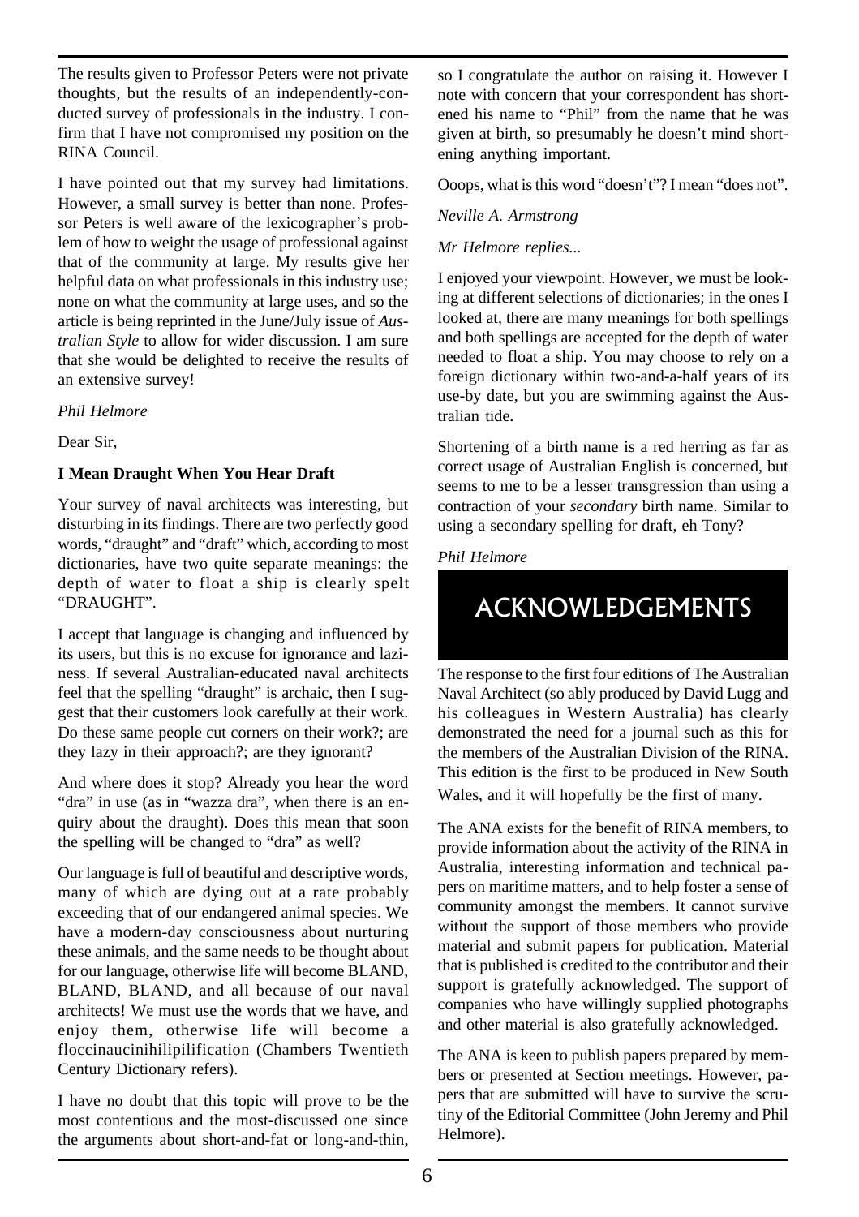The results given to Professor Peters were not private thoughts, but the results of an independently-conducted survey of professionals in the industry. I confirm that I have not compromised my position on the RINA Council.

I have pointed out that my survey had limitations. However, a small survey is better than none. Professor Peters is well aware of the lexicographer's problem of how to weight the usage of professional against that of the community at large. My results give her helpful data on what professionals in this industry use; none on what the community at large uses, and so the article is being reprinted in the June/July issue of *Australian Style* to allow for wider discussion. I am sure that she would be delighted to receive the results of an extensive survey!

*Phil Helmore*

Dear Sir,

**I Mean Draught When You Hear Draft**

Your survey of naval architects was interesting, but disturbing in its findings. There are two perfectly good words, "draught" and "draft" which, according to most dictionaries, have two quite separate meanings: the depth of water to float a ship is clearly spelt "DRAUGHT".

I accept that language is changing and influenced by its users, but this is no excuse for ignorance and laziness. If several Australian-educated naval architects feel that the spelling "draught" is archaic, then I suggest that their customers look carefully at their work. Do these same people cut corners on their work?; are they lazy in their approach?; are they ignorant?

And where does it stop? Already you hear the word "dra" in use (as in "wazza dra", when there is an enquiry about the draught). Does this mean that soon the spelling will be changed to "dra" as well?

Our language is full of beautiful and descriptive words, many of which are dying out at a rate probably exceeding that of our endangered animal species. We have a modern-day consciousness about nurturing these animals, and the same needs to be thought about for our language, otherwise life will become BLAND, BLAND, BLAND, and all because of our naval architects! We must use the words that we have, and enjoy them, otherwise life will become a floccinaucinihilipilification (Chambers Twentieth Century Dictionary refers).

I have no doubt that this topic will prove to be the most contentious and the most-discussed one since the arguments about short-and-fat or long-and-thin, so I congratulate the author on raising it. However I note with concern that your correspondent has shortened his name to "Phil" from the name that he was given at birth, so presumably he doesn't mind shortening anything important.

Ooops, what is this word "doesn't"? I mean "does not".

*Neville A. Armstrong*

*Mr Helmore replies...*

I enjoyed your viewpoint. However, we must be looking at different selections of dictionaries; in the ones I looked at, there are many meanings for both spellings and both spellings are accepted for the depth of water needed to float a ship. You may choose to rely on a foreign dictionary within two-and-a-half years of its use-by date, but you are swimming against the Australian tide.

Shortening of a birth name is a red herring as far as correct usage of Australian English is concerned, but seems to me to be a lesser transgression than using a contraction of your *secondary* birth name. Similar to using a secondary spelling for draft, eh Tony?

*Phil Helmore*

# ACKNOWLEDGEMENTS

The response to the first four editions of The Australian Naval Architect (so ably produced by David Lugg and his colleagues in Western Australia) has clearly demonstrated the need for a journal such as this for the members of the Australian Division of the RINA. This edition is the first to be produced in New South Wales, and it will hopefully be the first of many.

The ANA exists for the benefit of RINA members, to provide information about the activity of the RINA in Australia, interesting information and technical papers on maritime matters, and to help foster a sense of community amongst the members. It cannot survive without the support of those members who provide material and submit papers for publication. Material that is published is credited to the contributor and their support is gratefully acknowledged. The support of companies who have willingly supplied photographs and other material is also gratefully acknowledged.

The ANA is keen to publish papers prepared by members or presented at Section meetings. However, papers that are submitted will have to survive the scrutiny of the Editorial Committee (John Jeremy and Phil Helmore).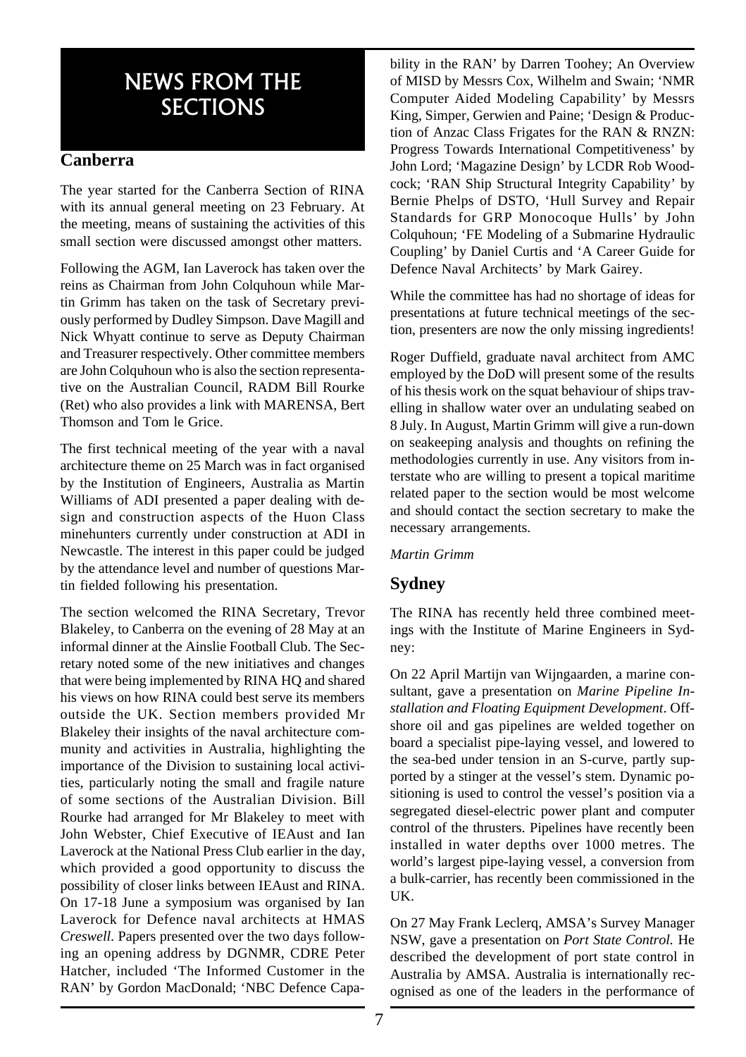# NEWS FROM THE SECTIONS

## Canberra

The year started for the Canberra Section of RINA with its annual general meeting on 23 February. At the meeting, means of sustaining the activities of this small section were discussed amongst other matters.

Following the AGM, Ian Laverock has taken over the reins as Chairman from John Colquhoun while Martin Grimm has taken on the task of Secretary previously performed by Dudley Simpson. Dave Magill and Nick Whyatt continue to serve as Deputy Chairman and Treasurer respectively. Other committee members are John Colquhoun who is also the section representative on the Australian Council, RADM Bill Rourke (Ret) who also provides a link with MARENSA, Bert Thomson and Tom le Grice.

The first technical meeting of the year with a naval architecture theme on 25 March was in fact organised by the Institution of Engineers, Australia as Martin Williams of ADI presented a paper dealing with design and construction aspects of the Huon Class minehunters currently under construction at ADI in Newcastle. The interest in this paper could be judged by the attendance level and number of questions Martin fielded following his presentation.

The section welcomed the RINA Secretary, Trevor Blakeley, to Canberra on the evening of 28 May at an informal dinner at the Ainslie Football Club. The Secretary noted some of the new initiatives and changes that were being implemented by RINA HQ and shared his views on how RINA could best serve its members outside the UK. Section members provided Mr Blakeley their insights of the naval architecture community and activities in Australia, highlighting the importance of the Division to sustaining local activities, particularly noting the small and fragile nature of some sections of the Australian Division. Bill Rourke had arranged for Mr Blakeley to meet with John Webster, Chief Executive of IEAust and Ian Laverock at the National Press Club earlier in the day, which provided a good opportunity to discuss the possibility of closer links between IEAust and RINA. On 17-18 June a symposium was organised by Ian Laverock for Defence naval architects at HMAS *Creswell*. Papers presented over the two days following an opening address by DGNMR, CDRE Peter Hatcher, included 'The Informed Customer in the RAN' by Gordon MacDonald; 'NBC Defence Capability in the RAN' by Darren Toohey; An Overview of MISD by Messrs Cox, Wilhelm and Swain; 'NMR Computer Aided Modeling Capability' by Messrs King, Simper, Gerwien and Paine; 'Design & Production of Anzac Class Frigates for the RAN & RNZN: Progress Towards International Competitiveness' by John Lord; 'Magazine Design' by LCDR Rob Woodcock; 'RAN Ship Structural Integrity Capability' by Bernie Phelps of DSTO, 'Hull Survey and Repair Standards for GRP Monocoque Hulls' by John Colquhoun; 'FE Modeling of a Submarine Hydraulic Coupling' by Daniel Curtis and 'A Career Guide for Defence Naval Architects' by Mark Gairey.

While the committee has had no shortage of ideas for presentations at future technical meetings of the section, presenters are now the only missing ingredients!

Roger Duffield, graduate naval architect from AMC employed by the DoD will present some of the results of his thesis work on the squat behaviour of ships travelling in shallow water over an undulating seabed on 8 July. In August, Martin Grimm will give a run-down on seakeeping analysis and thoughts on refining the methodologies currently in use. Any visitors from interstate who are willing to present a topical maritime related paper to the section would be most welcome and should contact the section secretary to make the necessary arrangements.

*Martin Grimm*

## Sydney

The RINA has recently held three combined meetings with the Institute of Marine Engineers in Sydney:

On 22 April Martijn van Wijngaarden, a marine consultant, gave a presentation on *Marine Pipeline Installation and Floating Equipment Development*. Offshore oil and gas pipelines are welded together on board a specialist pipe-laying vessel, and lowered to the sea-bed under tension in an S-curve, partly supported by a stinger at the vessel's stem. Dynamic positioning is used to control the vessel's position via a segregated diesel-electric power plant and computer control of the thrusters. Pipelines have recently been installed in water depths over 1000 metres. The world's largest pipe-laying vessel, a conversion from a bulk-carrier, has recently been commissioned in the UK.

On 27 May Frank Leclerq, AMSA's Survey Manager NSW, gave a presentation on *Port State Control.* He described the development of port state control in Australia by AMSA. Australia is internationally recognised as one of the leaders in the performance of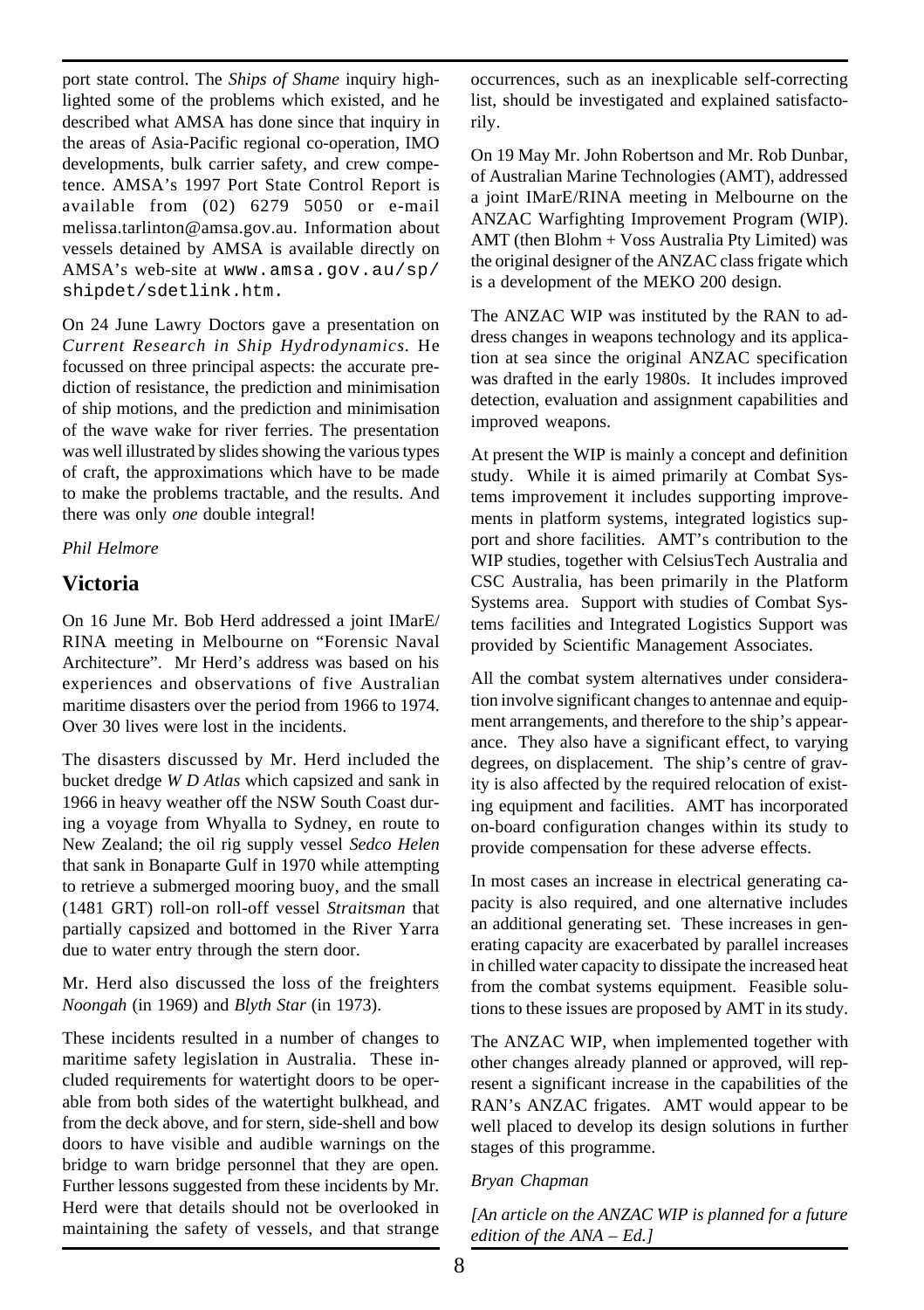port state control. The *Ships of Shame* inquiry highlighted some of the problems which existed, and he described what AMSA has done since that inquiry in the areas of Asia-Pacific regional co-operation, IMO developments, bulk carrier safety, and crew competence. AMSA's 1997 Port State Control Report is available from (02) 6279 5050 or e-mail melissa.tarlinton@amsa.gov.au. Information about vessels detained by AMSA is available directly on AMSA's web-site at `www.amsa.gov.au/sp/shipdet/sdetlink.htm.`

On 24 June Lawry Doctors gave a presentation on *Current Research in Ship Hydrodynamics*. He focussed on three principal aspects: the accurate prediction of resistance, the prediction and minimisation of ship motions, and the prediction and minimisation of the wave wake for river ferries. The presentation was well illustrated by slides showing the various types of craft, the approximations which have to be made to make the problems tractable, and the results. And there was only *one* double integral!

*Phil Helmore*

## Victoria

On 16 June Mr. Bob Herd addressed a joint IMarE/RINA meeting in Melbourne on "Forensic Naval Architecture". Mr Herd's address was based on his experiences and observations of five Australian maritime disasters over the period from 1966 to 1974. Over 30 lives were lost in the incidents.

The disasters discussed by Mr. Herd included the bucket dredge *W D Atlas* which capsized and sank in 1966 in heavy weather off the NSW South Coast during a voyage from Whyalla to Sydney, en route to New Zealand; the oil rig supply vessel *Sedco Helen* that sank in Bonaparte Gulf in 1970 while attempting to retrieve a submerged mooring buoy, and the small (1481 GRT) roll-on roll-off vessel *Straitsman* that partially capsized and bottomed in the River Yarra due to water entry through the stern door.

Mr. Herd also discussed the loss of the freighters *Noongah* (in 1969) and *Blyth Star* (in 1973).

These incidents resulted in a number of changes to maritime safety legislation in Australia. These included requirements for watertight doors to be operable from both sides of the watertight bulkhead, and from the deck above, and for stern, side-shell and bow doors to have visible and audible warnings on the bridge to warn bridge personnel that they are open. Further lessons suggested from these incidents by Mr. Herd were that details should not be overlooked in maintaining the safety of vessels, and that strange occurrences, such as an inexplicable self-correcting list, should be investigated and explained satisfactorily.

On 19 May Mr. John Robertson and Mr. Rob Dunbar, of Australian Marine Technologies (AMT), addressed a joint IMarE/RINA meeting in Melbourne on the ANZAC Warfighting Improvement Program (WIP). AMT (then Blohm + Voss Australia Pty Limited) was the original designer of the ANZAC class frigate which is a development of the MEKO 200 design.

The ANZAC WIP was instituted by the RAN to address changes in weapons technology and its application at sea since the original ANZAC specification was drafted in the early 1980s. It includes improved detection, evaluation and assignment capabilities and improved weapons.

At present the WIP is mainly a concept and definition study. While it is aimed primarily at Combat Systems improvement it includes supporting improvements in platform systems, integrated logistics support and shore facilities. AMT's contribution to the WIP studies, together with CelsiusTech Australia and CSC Australia, has been primarily in the Platform Systems area. Support with studies of Combat Systems facilities and Integrated Logistics Support was provided by Scientific Management Associates.

All the combat system alternatives under consideration involve significant changes to antennae and equipment arrangements, and therefore to the ship's appearance. They also have a significant effect, to varying degrees, on displacement. The ship's centre of gravity is also affected by the required relocation of existing equipment and facilities. AMT has incorporated on-board configuration changes within its study to provide compensation for these adverse effects.

In most cases an increase in electrical generating capacity is also required, and one alternative includes an additional generating set. These increases in generating capacity are exacerbated by parallel increases in chilled water capacity to dissipate the increased heat from the combat systems equipment. Feasible solutions to these issues are proposed by AMT in its study.

The ANZAC WIP, when implemented together with other changes already planned or approved, will represent a significant increase in the capabilities of the RAN's ANZAC frigates. AMT would appear to be well placed to develop its design solutions in further stages of this programme.

*Bryan Chapman*

*[An article on the ANZAC WIP is planned for a future edition of the ANA – Ed.]*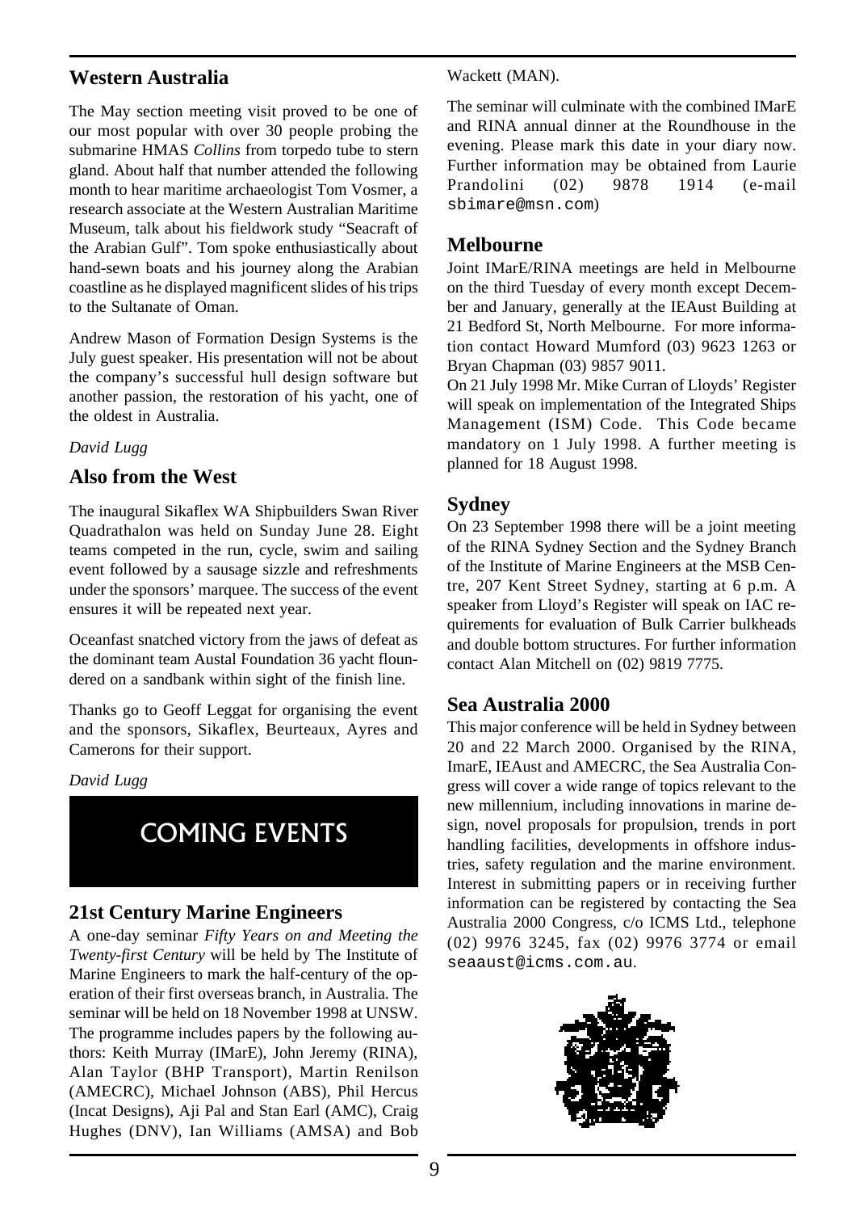## Western Australia

The May section meeting visit proved to be one of our most popular with over 30 people probing the submarine HMAS *Collins* from torpedo tube to stern gland. About half that number attended the following month to hear maritime archaeologist Tom Vosmer, a research associate at the Western Australian Maritime Museum, talk about his fieldwork study "Seacraft of the Arabian Gulf". Tom spoke enthusiastically about hand-sewn boats and his journey along the Arabian coastline as he displayed magnificent slides of his trips to the Sultanate of Oman.

Andrew Mason of Formation Design Systems is the July guest speaker. His presentation will not be about the company's successful hull design software but another passion, the restoration of his yacht, one of the oldest in Australia.

*David Lugg*

## Also from the West

The inaugural Sikaflex WA Shipbuilders Swan River Quadrathalon was held on Sunday June 28. Eight teams competed in the run, cycle, swim and sailing event followed by a sausage sizzle and refreshments under the sponsors' marquee. The success of the event ensures it will be repeated next year.

Oceanfast snatched victory from the jaws of defeat as the dominant team Austal Foundation 36 yacht floundered on a sandbank within sight of the finish line.

Thanks go to Geoff Leggat for organising the event and the sponsors, Sikaflex, Beurteaux, Ayres and Camerons for their support.

*David Lugg*

# COMING EVENTS

## 21st Century Marine Engineers

A one-day seminar *Fifty Years on and Meeting the Twenty-first Century* will be held by The Institute of Marine Engineers to mark the half-century of the operation of their first overseas branch, in Australia. The seminar will be held on 18 November 1998 at UNSW. The programme includes papers by the following authors: Keith Murray (IMarE), John Jeremy (RINA), Alan Taylor (BHP Transport), Martin Renilson (AMECRC), Michael Johnson (ABS), Phil Hercus (Incat Designs), Aji Pal and Stan Earl (AMC), Craig Hughes (DNV), Ian Williams (AMSA) and Bob Wackett (MAN).

The seminar will culminate with the combined IMarE and RINA annual dinner at the Roundhouse in the evening. Please mark this date in your diary now. Further information may be obtained from Laurie Prandolini (02) 9878 1914 (e-mail sbimare@msn.com)

## Melbourne

Joint IMarE/RINA meetings are held in Melbourne on the third Tuesday of every month except December and January, generally at the IEAust Building at 21 Bedford St, North Melbourne. For more information contact Howard Mumford (03) 9623 1263 or Bryan Chapman (03) 9857 9011.

On 21 July 1998 Mr. Mike Curran of Lloyds' Register will speak on implementation of the Integrated Ships Management (ISM) Code. This Code became mandatory on 1 July 1998. A further meeting is planned for 18 August 1998.

## Sydney

On 23 September 1998 there will be a joint meeting of the RINA Sydney Section and the Sydney Branch of the Institute of Marine Engineers at the MSB Centre, 207 Kent Street Sydney, starting at 6 p.m. A speaker from Lloyd's Register will speak on IAC requirements for evaluation of Bulk Carrier bulkheads and double bottom structures. For further information contact Alan Mitchell on (02) 9819 7775.

## Sea Australia 2000

This major conference will be held in Sydney between 20 and 22 March 2000. Organised by the RINA, ImarE, IEAust and AMECRC, the Sea Australia Congress will cover a wide range of topics relevant to the new millennium, including innovations in marine design, novel proposals for propulsion, trends in port handling facilities, developments in offshore industries, safety regulation and the marine environment. Interest in submitting papers or in receiving further information can be registered by contacting the Sea Australia 2000 Congress, c/o ICMS Ltd., telephone (02) 9976 3245, fax (02) 9976 3774 or email seaaust@icms.com.au.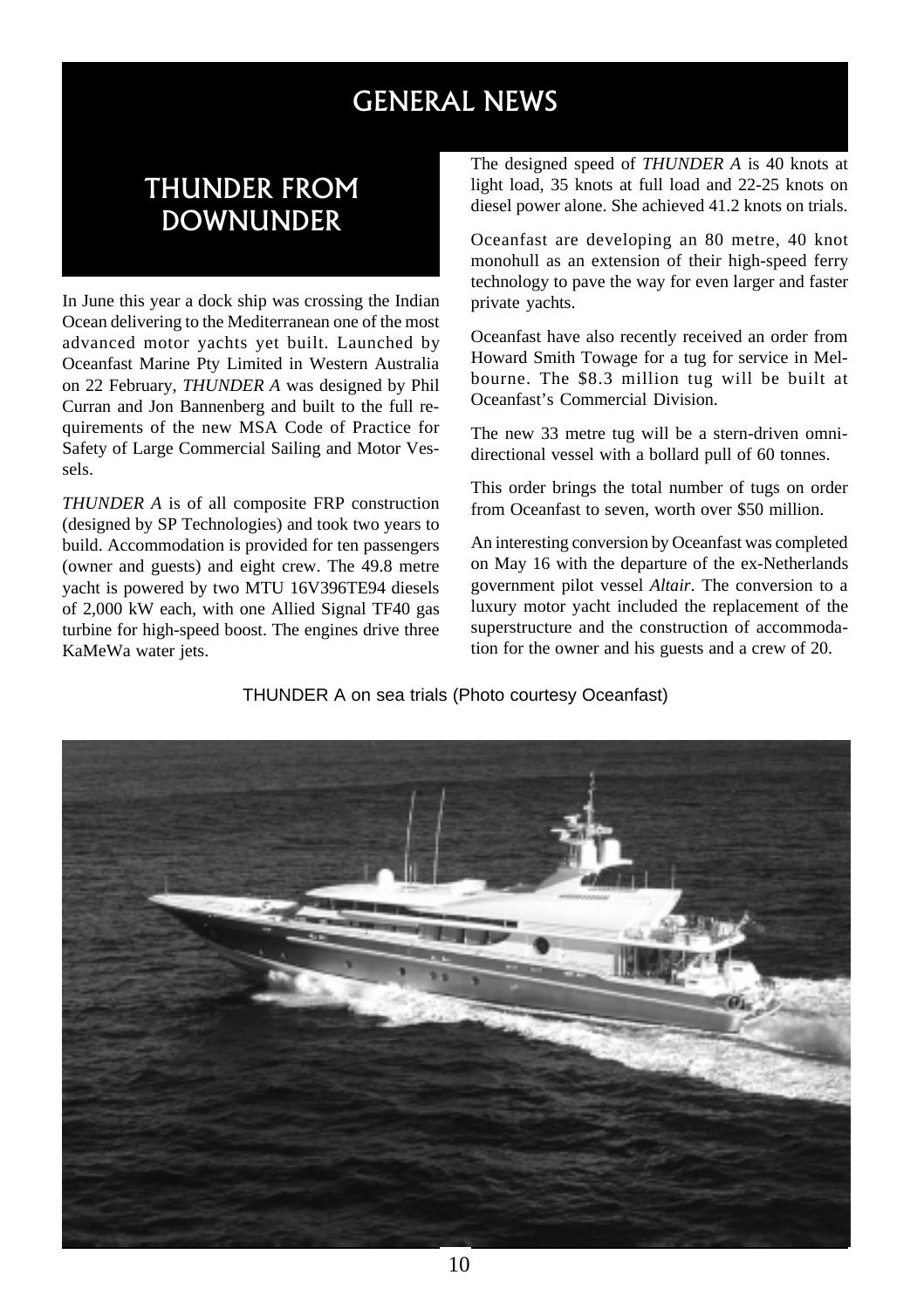# GENERAL NEWS

## THUNDER FROM DOWNUNDER

In June this year a dock ship was crossing the Indian Ocean delivering to the Mediterranean one of the most advanced motor yachts yet built. Launched by Oceanfast Marine Pty Limited in Western Australia on 22 February, *THUNDER A* was designed by Phil Curran and Jon Bannenberg and built to the full requirements of the new MSA Code of Practice for Safety of Large Commercial Sailing and Motor Vessels.

*THUNDER A* is of all composite FRP construction (designed by SP Technologies) and took two years to build. Accommodation is provided for ten passengers (owner and guests) and eight crew. The 49.8 metre yacht is powered by two MTU 16V396TE94 diesels of 2,000 kW each, with one Allied Signal TF40 gas turbine for high-speed boost. The engines drive three KaMeWa water jets.

The designed speed of *THUNDER A* is 40 knots at light load, 35 knots at full load and 22-25 knots on diesel power alone. She achieved 41.2 knots on trials.

Oceanfast are developing an 80 metre, 40 knot monohull as an extension of their high-speed ferry technology to pave the way for even larger and faster private yachts.

Oceanfast have also recently received an order from Howard Smith Towage for a tug for service in Melbourne. The $8.3 million tug will be built at Oceanfast's Commercial Division.

The new 33 metre tug will be a stern-driven omni-directional vessel with a bollard pull of 60 tonnes.

This order brings the total number of tugs on order from Oceanfast to seven, worth over $50 million.

An interesting conversion by Oceanfast was completed on May 16 with the departure of the ex-Netherlands government pilot vessel *Altair*. The conversion to a luxury motor yacht included the replacement of the superstructure and the construction of accommodation for the owner and his guests and a crew of 20.

THUNDER A on sea trials (Photo courtesy Oceanfast)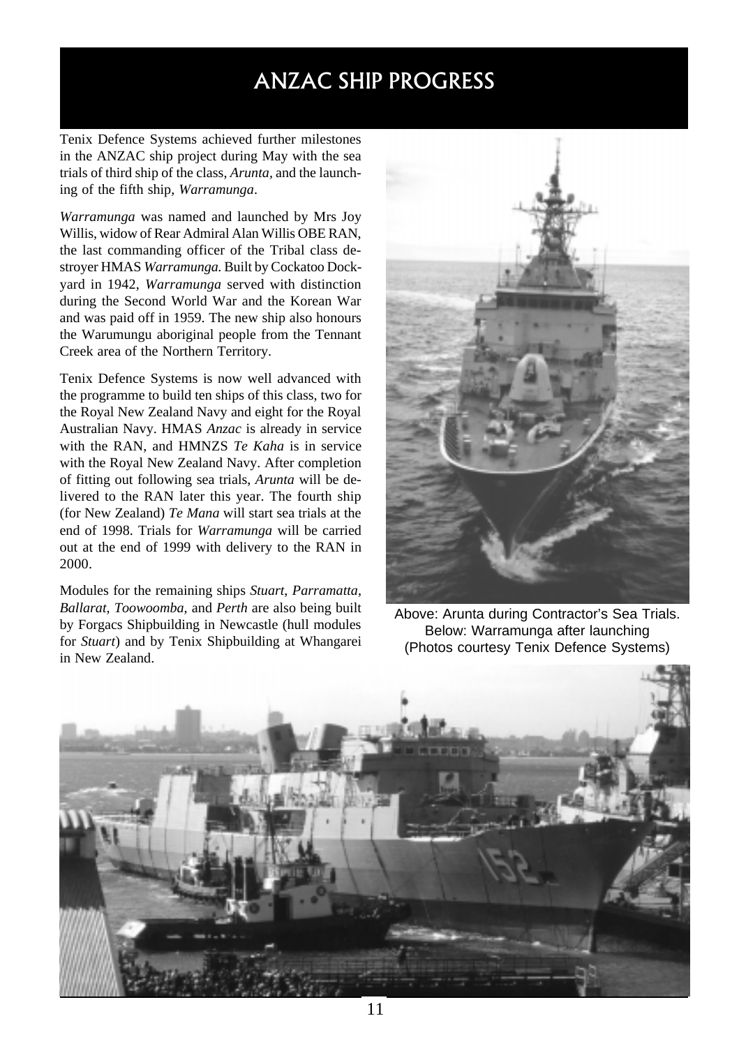# ANZAC SHIP PROGRESS

Tenix Defence Systems achieved further milestones in the ANZAC ship project during May with the sea trials of third ship of the class, *Arunta*, and the launching of the fifth ship, *Warramunga*.

*Warramunga* was named and launched by Mrs Joy Willis, widow of Rear Admiral Alan Willis OBE RAN, the last commanding officer of the Tribal class destroyer HMAS *Warramunga*. Built by Cockatoo Dockyard in 1942, *Warramunga* served with distinction during the Second World War and the Korean War and was paid off in 1959. The new ship also honours the Warumungu aboriginal people from the Tennant Creek area of the Northern Territory.

Tenix Defence Systems is now well advanced with the programme to build ten ships of this class, two for the Royal New Zealand Navy and eight for the Royal Australian Navy. HMAS *Anzac* is already in service with the RAN, and HMNZS *Te Kaha* is in service with the Royal New Zealand Navy. After completion of fitting out following sea trials, *Arunta* will be delivered to the RAN later this year. The fourth ship (for New Zealand) *Te Mana* will start sea trials at the end of 1998. Trials for *Warramunga* will be carried out at the end of 1999 with delivery to the RAN in 2000.

Modules for the remaining ships *Stuart*, *Parramatta*, *Ballarat*, *Toowoomba*, and *Perth* are also being built by Forgacs Shipbuilding in Newcastle (hull modules for *Stuart*) and by Tenix Shipbuilding at Whangarei in New Zealand.

Above: Arunta during Contractor's Sea Trials.
Below: Warramunga after launching
(Photos courtesy Tenix Defence Systems)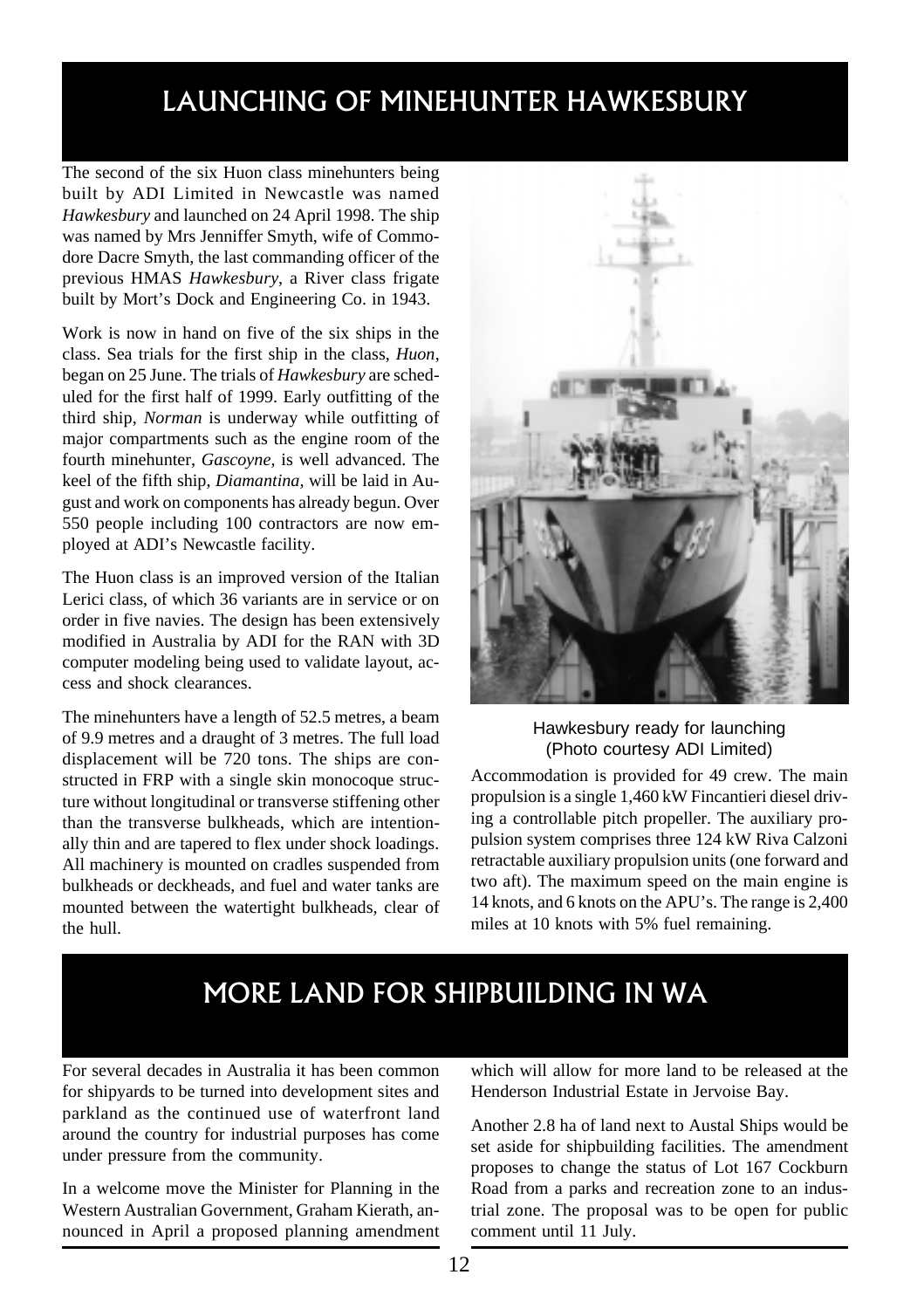# LAUNCHING OF MINEHUNTER HAWKESBURY

The second of the six Huon class minehunters being built by ADI Limited in Newcastle was named *Hawkesbury* and launched on 24 April 1998. The ship was named by Mrs Jenniffer Smyth, wife of Commodore Dacre Smyth, the last commanding officer of the previous HMAS *Hawkesbury*, a River class frigate built by Mort's Dock and Engineering Co. in 1943.

Work is now in hand on five of the six ships in the class. Sea trials for the first ship in the class, *Huon*, began on 25 June. The trials of *Hawkesbury* are scheduled for the first half of 1999. Early outfitting of the third ship, *Norman* is underway while outfitting of major compartments such as the engine room of the fourth minehunter, *Gascoyne*, is well advanced. The keel of the fifth ship, *Diamantina*, will be laid in August and work on components has already begun. Over 550 people including 100 contractors are now employed at ADI's Newcastle facility.

The Huon class is an improved version of the Italian Lerici class, of which 36 variants are in service or on order in five navies. The design has been extensively modified in Australia by ADI for the RAN with 3D computer modeling being used to validate layout, access and shock clearances.

The minehunters have a length of 52.5 metres, a beam of 9.9 metres and a draught of 3 metres. The full load displacement will be 720 tons. The ships are constructed in FRP with a single skin monocoque structure without longitudinal or transverse stiffening other than the transverse bulkheads, which are intentionally thin and are tapered to flex under shock loadings. All machinery is mounted on cradles suspended from bulkheads or deckheads, and fuel and water tanks are mounted between the watertight bulkheads, clear of the hull.

Hawkesbury ready for launching
(Photo courtesy ADI Limited)

Accommodation is provided for 49 crew. The main propulsion is a single 1,460 kW Fincantieri diesel driving a controllable pitch propeller. The auxiliary propulsion system comprises three 124 kW Riva Calzoni retractable auxiliary propulsion units (one forward and two aft). The maximum speed on the main engine is 14 knots, and 6 knots on the APU's. The range is 2,400 miles at 10 knots with 5% fuel remaining.

# MORE LAND FOR SHIPBUILDING IN WA

For several decades in Australia it has been common for shipyards to be turned into development sites and parkland as the continued use of waterfront land around the country for industrial purposes has come under pressure from the community.

In a welcome move the Minister for Planning in the Western Australian Government, Graham Kierath, announced in April a proposed planning amendment which will allow for more land to be released at the Henderson Industrial Estate in Jervoise Bay.

Another 2.8 ha of land next to Austal Ships would be set aside for shipbuilding facilities. The amendment proposes to change the status of Lot 167 Cockburn Road from a parks and recreation zone to an industrial zone. The proposal was to be open for public comment until 11 July.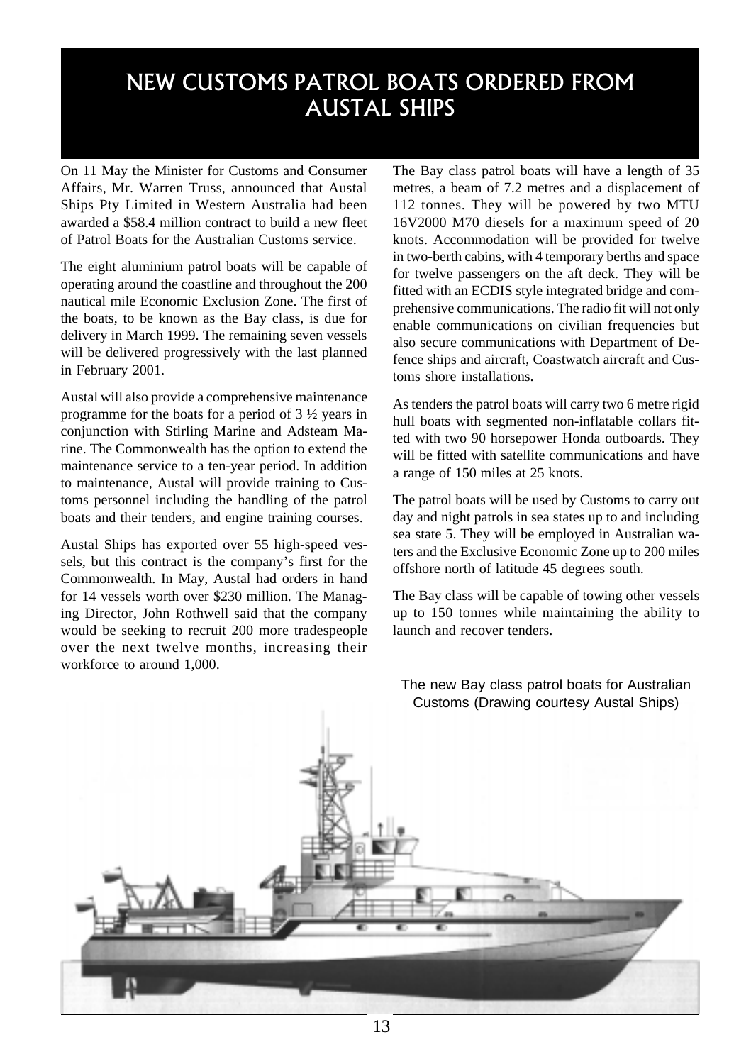# NEW CUSTOMS PATROL BOATS ORDERED FROM AUSTAL SHIPS

On 11 May the Minister for Customs and Consumer Affairs, Mr. Warren Truss, announced that Austal Ships Pty Limited in Western Australia had been awarded a $58.4 million contract to build a new fleet of Patrol Boats for the Australian Customs service.

The eight aluminium patrol boats will be capable of operating around the coastline and throughout the 200 nautical mile Economic Exclusion Zone. The first of the boats, to be known as the Bay class, is due for delivery in March 1999. The remaining seven vessels will be delivered progressively with the last planned in February 2001.

Austal will also provide a comprehensive maintenance programme for the boats for a period of 3 ½ years in conjunction with Stirling Marine and Adsteam Marine. The Commonwealth has the option to extend the maintenance service to a ten-year period. In addition to maintenance, Austal will provide training to Customs personnel including the handling of the patrol boats and their tenders, and engine training courses.

Austal Ships has exported over 55 high-speed vessels, but this contract is the company's first for the Commonwealth. In May, Austal had orders in hand for 14 vessels worth over $230 million. The Managing Director, John Rothwell said that the company would be seeking to recruit 200 more tradespeople over the next twelve months, increasing their workforce to around 1,000.

The Bay class patrol boats will have a length of 35 metres, a beam of 7.2 metres and a displacement of 112 tonnes. They will be powered by two MTU 16V2000 M70 diesels for a maximum speed of 20 knots. Accommodation will be provided for twelve in two-berth cabins, with 4 temporary berths and space for twelve passengers on the aft deck. They will be fitted with an ECDIS style integrated bridge and comprehensive communications. The radio fit will not only enable communications on civilian frequencies but also secure communications with Department of Defence ships and aircraft, Coastwatch aircraft and Customs shore installations.

As tenders the patrol boats will carry two 6 metre rigid hull boats with segmented non-inflatable collars fitted with two 90 horsepower Honda outboards. They will be fitted with satellite communications and have a range of 150 miles at 25 knots.

The patrol boats will be used by Customs to carry out day and night patrols in sea states up to and including sea state 5. They will be employed in Australian waters and the Exclusive Economic Zone up to 200 miles offshore north of latitude 45 degrees south.

The Bay class will be capable of towing other vessels up to 150 tonnes while maintaining the ability to launch and recover tenders.

The new Bay class patrol boats for Australian Customs (Drawing courtesy Austal Ships)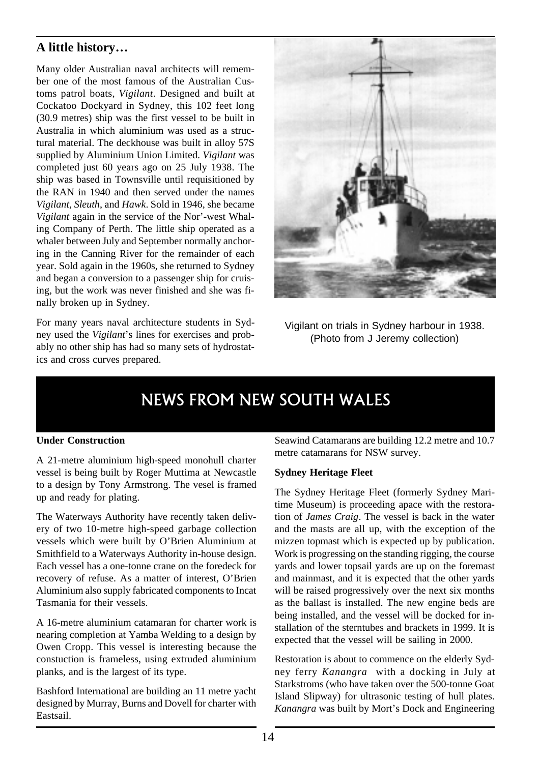## A little history…

Many older Australian naval architects will remember one of the most famous of the Australian Customs patrol boats, *Vigilant*. Designed and built at Cockatoo Dockyard in Sydney, this 102 feet long (30.9 metres) ship was the first vessel to be built in Australia in which aluminium was used as a structural material. The deckhouse was built in alloy 57S supplied by Aluminium Union Limited. *Vigilant* was completed just 60 years ago on 25 July 1938. The ship was based in Townsville until requisitioned by the RAN in 1940 and then served under the names *Vigilant*, *Sleuth*, and *Hawk*. Sold in 1946, she became *Vigilant* again in the service of the Nor'-west Whaling Company of Perth. The little ship operated as a whaler between July and September normally anchoring in the Canning River for the remainder of each year. Sold again in the 1960s, she returned to Sydney and began a conversion to a passenger ship for cruising, but the work was never finished and she was finally broken up in Sydney.

For many years naval architecture students in Sydney used the *Vigilant*'s lines for exercises and probably no other ship has had so many sets of hydrostatics and cross curves prepared.

Vigilant on trials in Sydney harbour in 1938. (Photo from J Jeremy collection)

# NEWS FROM NEW SOUTH WALES

**Under Construction**

A 21-metre aluminium high-speed monohull charter vessel is being built by Roger Muttima at Newcastle to a design by Tony Armstrong. The vesel is framed up and ready for plating.

The Waterways Authority have recently taken delivery of two 10-metre high-speed garbage collection vessels which were built by O'Brien Aluminium at Smithfield to a Waterways Authority in-house design. Each vessel has a one-tonne crane on the foredeck for recovery of refuse. As a matter of interest, O'Brien Aluminium also supply fabricated components to Incat Tasmania for their vessels.

A 16-metre aluminium catamaran for charter work is nearing completion at Yamba Welding to a design by Owen Cropp. This vessel is interesting because the constuction is frameless, using extruded aluminium planks, and is the largest of its type.

Bashford International are building an 11 metre yacht designed by Murray, Burns and Dovell for charter with Eastsail.

Seawind Catamarans are building 12.2 metre and 10.7 metre catamarans for NSW survey.

**Sydney Heritage Fleet**

The Sydney Heritage Fleet (formerly Sydney Maritime Museum) is proceeding apace with the restoration of *James Craig*. The vessel is back in the water and the masts are all up, with the exception of the mizzen topmast which is expected up by publication. Work is progressing on the standing rigging, the course yards and lower topsail yards are up on the foremast and mainmast, and it is expected that the other yards will be raised progressively over the next six months as the ballast is installed. The new engine beds are being installed, and the vessel will be docked for installation of the sterntubes and brackets in 1999. It is expected that the vessel will be sailing in 2000.

Restoration is about to commence on the elderly Sydney ferry *Kanangra* with a docking in July at Starkstroms (who have taken over the 500-tonne Goat Island Slipway) for ultrasonic testing of hull plates. *Kanangra* was built by Mort's Dock and Engineering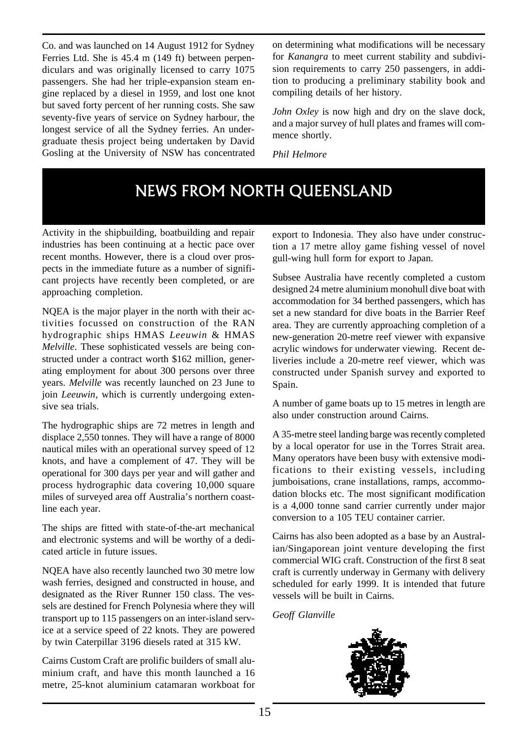Co. and was launched on 14 August 1912 for Sydney Ferries Ltd. She is 45.4 m (149 ft) between perpendiculars and was originally licensed to carry 1075 passengers. She had her triple-expansion steam engine replaced by a diesel in 1959, and lost one knot but saved forty percent of her running costs. She saw seventy-five years of service on Sydney harbour, the longest service of all the Sydney ferries. An undergraduate thesis project being undertaken by David Gosling at the University of NSW has concentrated on determining what modifications will be necessary for *Kanangra* to meet current stability and subdivision requirements to carry 250 passengers, in addition to producing a preliminary stability book and compiling details of her history.

*John Oxley* is now high and dry on the slave dock, and a major survey of hull plates and frames will commence shortly.

*Phil Helmore*

# NEWS FROM NORTH QUEENSLAND

Activity in the shipbuilding, boatbuilding and repair industries has been continuing at a hectic pace over recent months. However, there is a cloud over prospects in the immediate future as a number of significant projects have recently been completed, or are approaching completion.

NQEA is the major player in the north with their activities focussed on construction of the RAN hydrographic ships HMAS *Leeuwin* & HMAS *Melville*. These sophisticated vessels are being constructed under a contract worth $162 million, generating employment for about 300 persons over three years. *Melville* was recently launched on 23 June to join *Leeuwin*, which is currently undergoing extensive sea trials.

The hydrographic ships are 72 metres in length and displace 2,550 tonnes. They will have a range of 8000 nautical miles with an operational survey speed of 12 knots, and have a complement of 47. They will be operational for 300 days per year and will gather and process hydrographic data covering 10,000 square miles of surveyed area off Australia's northern coastline each year.

The ships are fitted with state-of-the-art mechanical and electronic systems and will be worthy of a dedicated article in future issues.

NQEA have also recently launched two 30 metre low wash ferries, designed and constructed in house, and designated as the River Runner 150 class. The vessels are destined for French Polynesia where they will transport up to 115 passengers on an inter-island service at a service speed of 22 knots. They are powered by twin Caterpillar 3196 diesels rated at 315 kW.

Cairns Custom Craft are prolific builders of small aluminium craft, and have this month launched a 16 metre, 25-knot aluminium catamaran workboat for export to Indonesia. They also have under construction a 17 metre alloy game fishing vessel of novel gull-wing hull form for export to Japan.

Subsee Australia have recently completed a custom designed 24 metre aluminium monohull dive boat with accommodation for 34 berthed passengers, which has set a new standard for dive boats in the Barrier Reef area. They are currently approaching completion of a new-generation 20-metre reef viewer with expansive acrylic windows for underwater viewing. Recent deliveries include a 20-metre reef viewer, which was constructed under Spanish survey and exported to Spain.

A number of game boats up to 15 metres in length are also under construction around Cairns.

A 35-metre steel landing barge was recently completed by a local operator for use in the Torres Strait area. Many operators have been busy with extensive modifications to their existing vessels, including jumboisations, crane installations, ramps, accommodation blocks etc. The most significant modification is a 4,000 tonne sand carrier currently under major conversion to a 105 TEU container carrier.

Cairns has also been adopted as a base by an Australian/Singaporean joint venture developing the first commercial WIG craft. Construction of the first 8 seat craft is currently underway in Germany with delivery scheduled for early 1999. It is intended that future vessels will be built in Cairns.

*Geoff Glanville*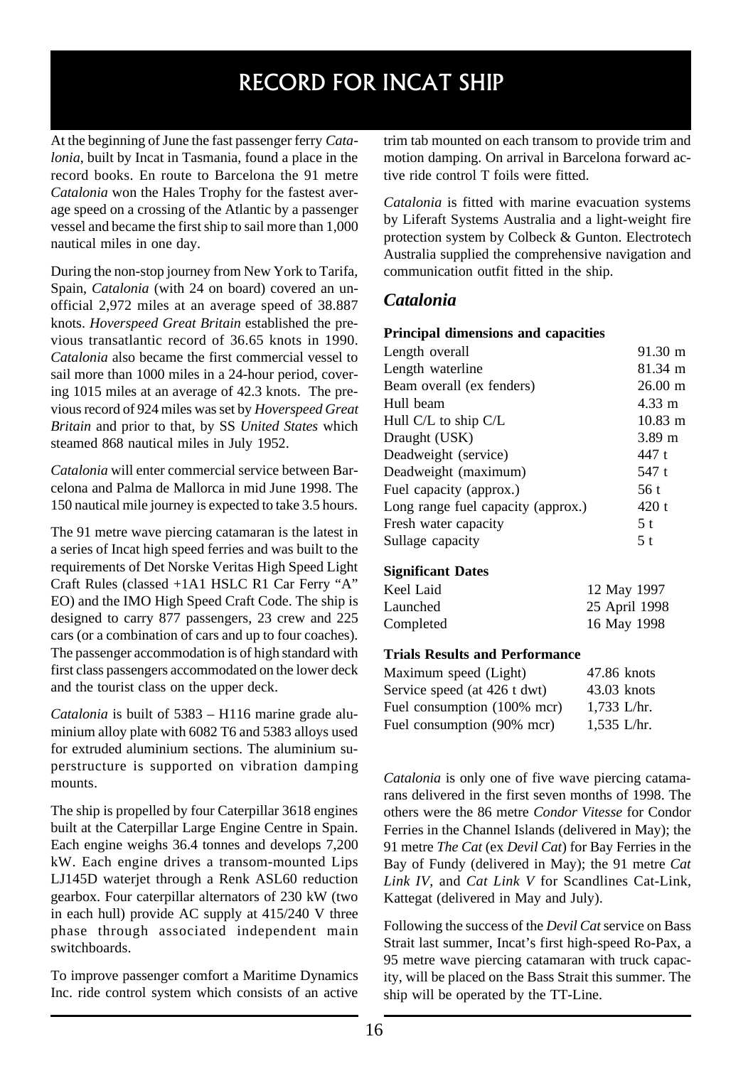# RECORD FOR INCAT SHIP

At the beginning of June the fast passenger ferry *Catalonia*, built by Incat in Tasmania, found a place in the record books. En route to Barcelona the 91 metre *Catalonia* won the Hales Trophy for the fastest average speed on a crossing of the Atlantic by a passenger vessel and became the first ship to sail more than 1,000 nautical miles in one day.

During the non-stop journey from New York to Tarifa, Spain, *Catalonia* (with 24 on board) covered an unofficial 2,972 miles at an average speed of 38.887 knots. *Hoverspeed Great Britain* established the previous transatlantic record of 36.65 knots in 1990. *Catalonia* also became the first commercial vessel to sail more than 1000 miles in a 24-hour period, covering 1015 miles at an average of 42.3 knots. The previous record of 924 miles was set by *Hoverspeed Great Britain* and prior to that, by SS *United States* which steamed 868 nautical miles in July 1952.

*Catalonia* will enter commercial service between Barcelona and Palma de Mallorca in mid June 1998. The 150 nautical mile journey is expected to take 3.5 hours.

The 91 metre wave piercing catamaran is the latest in a series of Incat high speed ferries and was built to the requirements of Det Norske Veritas High Speed Light Craft Rules (classed +1A1 HSLC R1 Car Ferry "A" EO) and the IMO High Speed Craft Code. The ship is designed to carry 877 passengers, 23 crew and 225 cars (or a combination of cars and up to four coaches). The passenger accommodation is of high standard with first class passengers accommodated on the lower deck and the tourist class on the upper deck.

*Catalonia* is built of 5383 – H116 marine grade aluminium alloy plate with 6082 T6 and 5383 alloys used for extruded aluminium sections. The aluminium superstructure is supported on vibration damping mounts.

The ship is propelled by four Caterpillar 3618 engines built at the Caterpillar Large Engine Centre in Spain. Each engine weighs 36.4 tonnes and develops 7,200 kW. Each engine drives a transom-mounted Lips LJ145D waterjet through a Renk ASL60 reduction gearbox. Four caterpillar alternators of 230 kW (two in each hull) provide AC supply at 415/240 V three phase through associated independent main switchboards.

To improve passenger comfort a Maritime Dynamics Inc. ride control system which consists of an active trim tab mounted on each transom to provide trim and motion damping. On arrival in Barcelona forward active ride control T foils were fitted.

*Catalonia* is fitted with marine evacuation systems by Liferaft Systems Australia and a light-weight fire protection system by Colbeck & Gunton. Electrotech Australia supplied the comprehensive navigation and communication outfit fitted in the ship.

## *Catalonia*

**Principal dimensions and capacities**

| | |
|---|---|
| Length overall | 91.30 m |
| Length waterline | 81.34 m |
| Beam overall (ex fenders) | 26.00 m |
| Hull beam | 4.33 m |
| Hull C/L to ship C/L | 10.83 m |
| Draught (USK) | 3.89 m |
| Deadweight (service) | 447 t |
| Deadweight (maximum) | 547 t |
| Fuel capacity (approx.) | 56 t |
| Long range fuel capacity (approx.) | 420 t |
| Fresh water capacity | 5 t |
| Sullage capacity | 5 t |

**Significant Dates**

| | |
|---|---|
| Keel Laid | 12 May 1997 |
| Launched | 25 April 1998 |
| Completed | 16 May 1998 |

**Trials Results and Performance**

| | |
|---|---|
| Maximum speed (Light) | 47.86 knots |
| Service speed (at 426 t dwt) | 43.03 knots |
| Fuel consumption (100% mcr) | 1,733 L/hr. |
| Fuel consumption (90% mcr) | 1,535 L/hr. |

*Catalonia* is only one of five wave piercing catamarans delivered in the first seven months of 1998. The others were the 86 metre *Condor Vitesse* for Condor Ferries in the Channel Islands (delivered in May); the 91 metre *The Cat* (ex *Devil Cat*) for Bay Ferries in the Bay of Fundy (delivered in May); the 91 metre *Cat Link IV*, and *Cat Link V* for Scandlines Cat-Link, Kattegat (delivered in May and July).

Following the success of the *Devil Cat* service on Bass Strait last summer, Incat's first high-speed Ro-Pax, a 95 metre wave piercing catamaran with truck capacity, will be placed on the Bass Strait this summer. The ship will be operated by the TT-Line.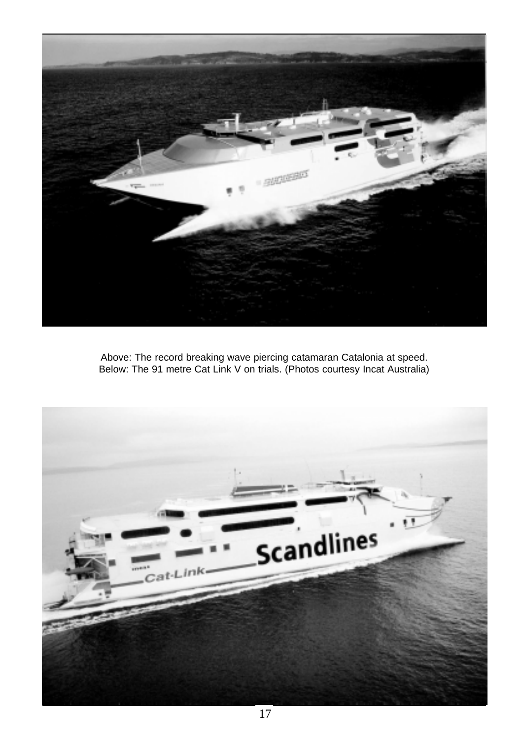Above: The record breaking wave piercing catamaran Catalonia at speed.
Below: The 91 metre Cat Link V on trials. (Photos courtesy Incat Australia)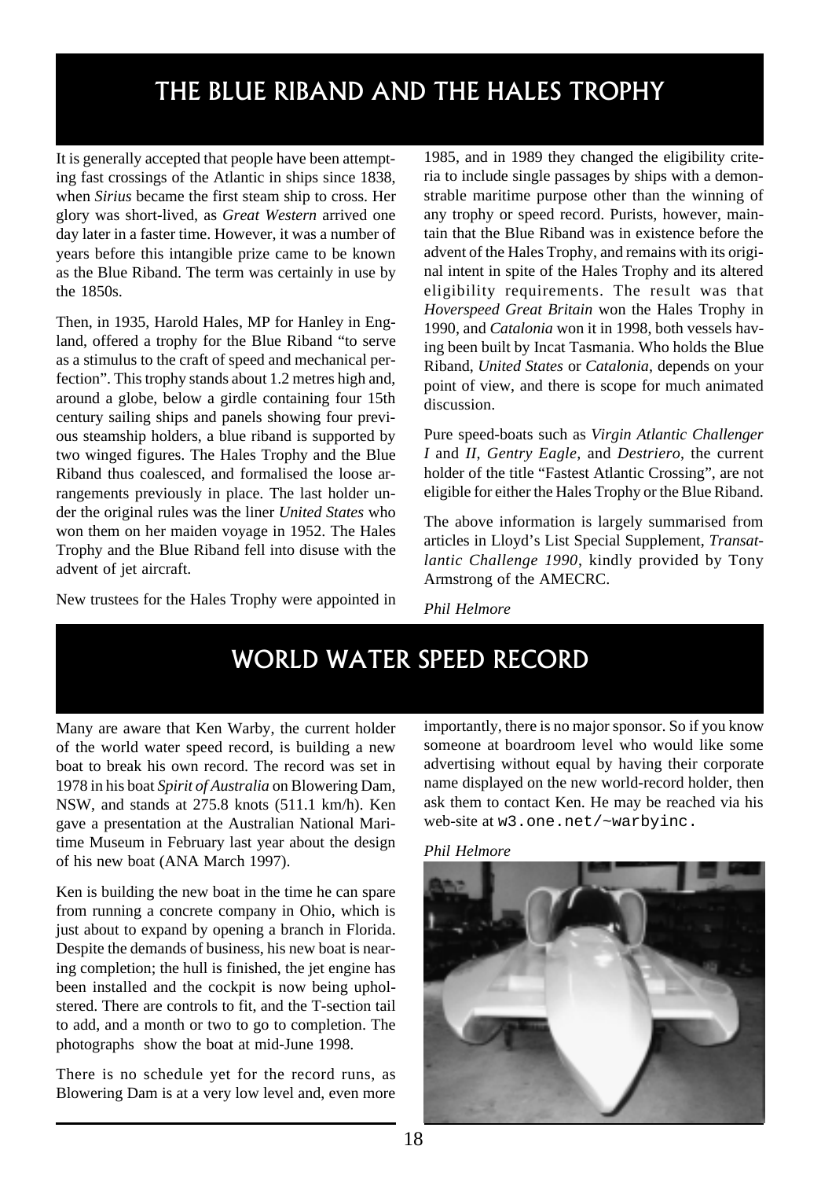# THE BLUE RIBAND AND THE HALES TROPHY

It is generally accepted that people have been attempting fast crossings of the Atlantic in ships since 1838, when *Sirius* became the first steam ship to cross. Her glory was short-lived, as *Great Western* arrived one day later in a faster time. However, it was a number of years before this intangible prize came to be known as the Blue Riband. The term was certainly in use by the 1850s.

Then, in 1935, Harold Hales, MP for Hanley in England, offered a trophy for the Blue Riband "to serve as a stimulus to the craft of speed and mechanical perfection". This trophy stands about 1.2 metres high and, around a globe, below a girdle containing four 15th century sailing ships and panels showing four previous steamship holders, a blue riband is supported by two winged figures. The Hales Trophy and the Blue Riband thus coalesced, and formalised the loose arrangements previously in place. The last holder under the original rules was the liner *United States* who won them on her maiden voyage in 1952. The Hales Trophy and the Blue Riband fell into disuse with the advent of jet aircraft.

New trustees for the Hales Trophy were appointed in 1985, and in 1989 they changed the eligibility criteria to include single passages by ships with a demonstrable maritime purpose other than the winning of any trophy or speed record. Purists, however, maintain that the Blue Riband was in existence before the advent of the Hales Trophy, and remains with its original intent in spite of the Hales Trophy and its altered eligibility requirements. The result was that *Hoverspeed Great Britain* won the Hales Trophy in 1990, and *Catalonia* won it in 1998, both vessels having been built by Incat Tasmania. Who holds the Blue Riband, *United States* or *Catalonia*, depends on your point of view, and there is scope for much animated discussion.

Pure speed-boats such as *Virgin Atlantic Challenger I* and *II*, *Gentry Eagle*, and *Destriero*, the current holder of the title "Fastest Atlantic Crossing", are not eligible for either the Hales Trophy or the Blue Riband.

The above information is largely summarised from articles in Lloyd's List Special Supplement, *Transatlantic Challenge 1990*, kindly provided by Tony Armstrong of the AMECRC.

*Phil Helmore*

# WORLD WATER SPEED RECORD

Many are aware that Ken Warby, the current holder of the world water speed record, is building a new boat to break his own record. The record was set in 1978 in his boat *Spirit of Australia* on Blowering Dam, NSW, and stands at 275.8 knots (511.1 km/h). Ken gave a presentation at the Australian National Maritime Museum in February last year about the design of his new boat (ANA March 1997).

Ken is building the new boat in the time he can spare from running a concrete company in Ohio, which is just about to expand by opening a branch in Florida. Despite the demands of business, his new boat is nearing completion; the hull is finished, the jet engine has been installed and the cockpit is now being upholstered. There are controls to fit, and the T-section tail to add, and a month or two to go to completion. The photographs show the boat at mid-June 1998.

There is no schedule yet for the record runs, as Blowering Dam is at a very low level and, even more importantly, there is no major sponsor. So if you know someone at boardroom level who would like some advertising without equal by having their corporate name displayed on the new world-record holder, then ask them to contact Ken. He may be reached via his web-site at `w3.one.net/~warbyinc.`

*Phil Helmore*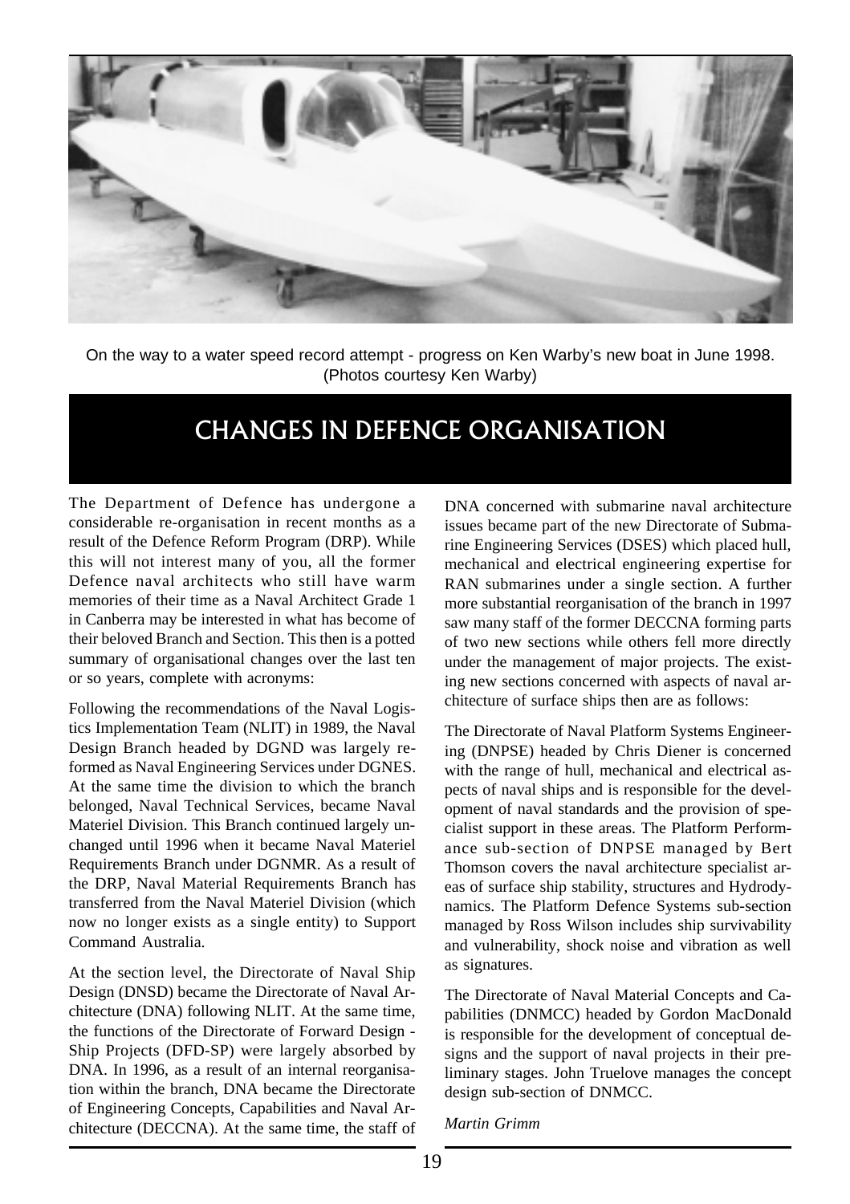On the way to a water speed record attempt - progress on Ken Warby's new boat in June 1998. (Photos courtesy Ken Warby)

# CHANGES IN DEFENCE ORGANISATION

The Department of Defence has undergone a considerable re-organisation in recent months as a result of the Defence Reform Program (DRP). While this will not interest many of you, all the former Defence naval architects who still have warm memories of their time as a Naval Architect Grade 1 in Canberra may be interested in what has become of their beloved Branch and Section. This then is a potted summary of organisational changes over the last ten or so years, complete with acronyms:

Following the recommendations of the Naval Logistics Implementation Team (NLIT) in 1989, the Naval Design Branch headed by DGND was largely reformed as Naval Engineering Services under DGNES. At the same time the division to which the branch belonged, Naval Technical Services, became Naval Materiel Division. This Branch continued largely unchanged until 1996 when it became Naval Materiel Requirements Branch under DGNMR. As a result of the DRP, Naval Material Requirements Branch has transferred from the Naval Materiel Division (which now no longer exists as a single entity) to Support Command Australia.

At the section level, the Directorate of Naval Ship Design (DNSD) became the Directorate of Naval Architecture (DNA) following NLIT. At the same time, the functions of the Directorate of Forward Design - Ship Projects (DFD-SP) were largely absorbed by DNA. In 1996, as a result of an internal reorganisation within the branch, DNA became the Directorate of Engineering Concepts, Capabilities and Naval Architecture (DECCNA). At the same time, the staff of DNA concerned with submarine naval architecture issues became part of the new Directorate of Submarine Engineering Services (DSES) which placed hull, mechanical and electrical engineering expertise for RAN submarines under a single section. A further more substantial reorganisation of the branch in 1997 saw many staff of the former DECCNA forming parts of two new sections while others fell more directly under the management of major projects. The existing new sections concerned with aspects of naval architecture of surface ships then are as follows:

The Directorate of Naval Platform Systems Engineering (DNPSE) headed by Chris Diener is concerned with the range of hull, mechanical and electrical aspects of naval ships and is responsible for the development of naval standards and the provision of specialist support in these areas. The Platform Performance sub-section of DNPSE managed by Bert Thomson covers the naval architecture specialist areas of surface ship stability, structures and Hydrodynamics. The Platform Defence Systems sub-section managed by Ross Wilson includes ship survivability and vulnerability, shock noise and vibration as well as signatures.

The Directorate of Naval Material Concepts and Capabilities (DNMCC) headed by Gordon MacDonald is responsible for the development of conceptual designs and the support of naval projects in their preliminary stages. John Truelove manages the concept design sub-section of DNMCC.

*Martin Grimm*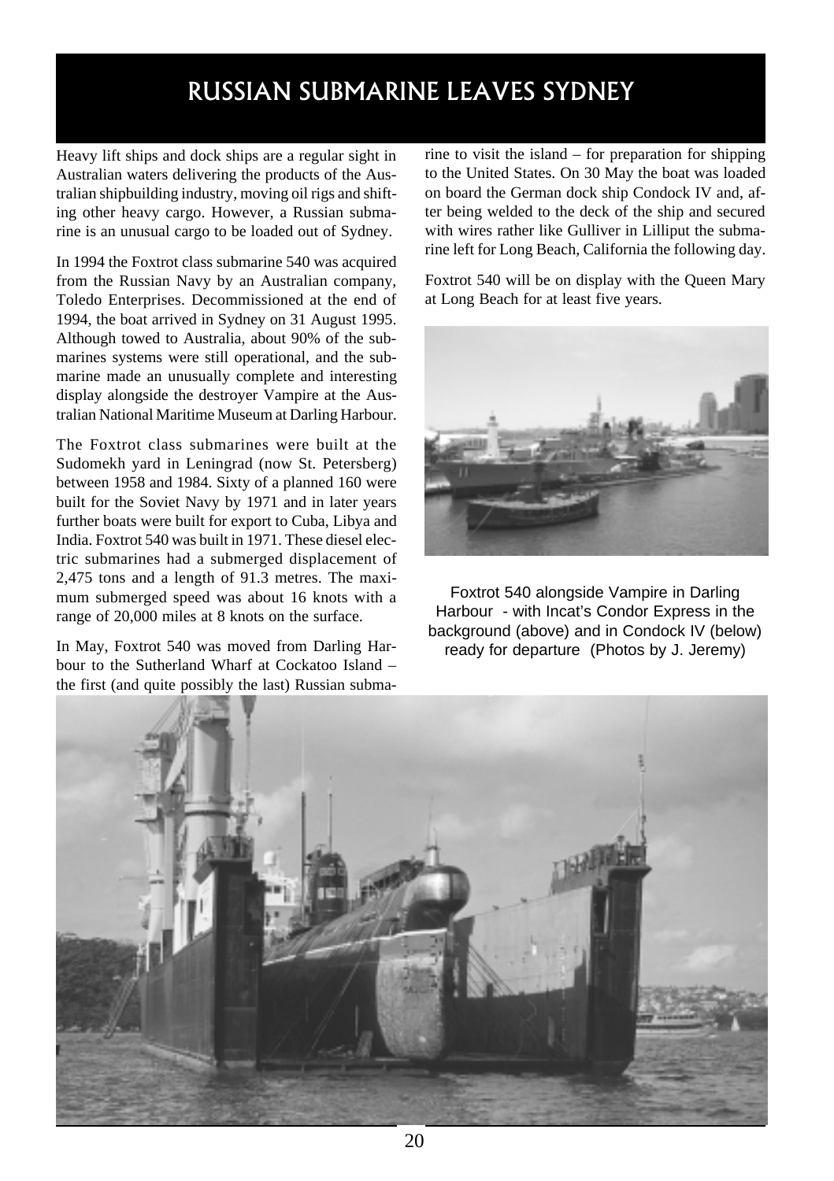# RUSSIAN SUBMARINE LEAVES SYDNEY

Heavy lift ships and dock ships are a regular sight in Australian waters delivering the products of the Australian shipbuilding industry, moving oil rigs and shifting other heavy cargo. However, a Russian submarine is an unusual cargo to be loaded out of Sydney.

In 1994 the Foxtrot class submarine 540 was acquired from the Russian Navy by an Australian company, Toledo Enterprises. Decommissioned at the end of 1994, the boat arrived in Sydney on 31 August 1995. Although towed to Australia, about 90% of the submarines systems were still operational, and the submarine made an unusually complete and interesting display alongside the destroyer Vampire at the Australian National Maritime Museum at Darling Harbour.

The Foxtrot class submarines were built at the Sudomekh yard in Leningrad (now St. Petersberg) between 1958 and 1984. Sixty of a planned 160 were built for the Soviet Navy by 1971 and in later years further boats were built for export to Cuba, Libya and India. Foxtrot 540 was built in 1971. These diesel electric submarines had a submerged displacement of 2,475 tons and a length of 91.3 metres. The maximum submerged speed was about 16 knots with a range of 20,000 miles at 8 knots on the surface.

In May, Foxtrot 540 was moved from Darling Harbour to the Sutherland Wharf at Cockatoo Island – the first (and quite possibly the last) Russian submarine to visit the island – for preparation for shipping to the United States. On 30 May the boat was loaded on board the German dock ship Condock IV and, after being welded to the deck of the ship and secured with wires rather like Gulliver in Lilliput the submarine left for Long Beach, California the following day.

Foxtrot 540 will be on display with the Queen Mary at Long Beach for at least five years.

Foxtrot 540 alongside Vampire in Darling Harbour - with Incat's Condor Express in the background (above) and in Condock IV (below) ready for departure (Photos by J. Jeremy)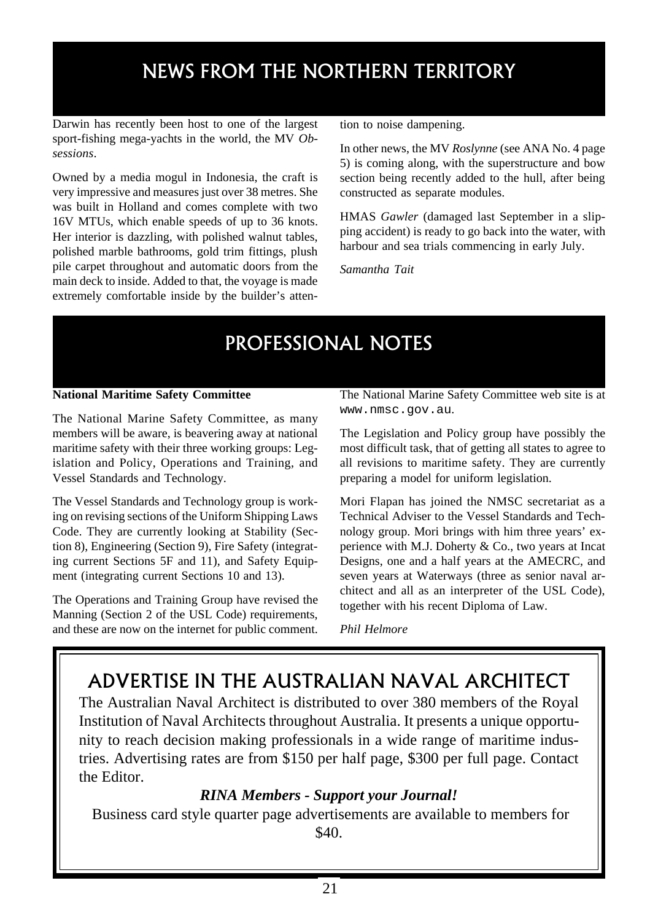# NEWS FROM THE NORTHERN TERRITORY

Darwin has recently been host to one of the largest sport-fishing mega-yachts in the world, the MV *Obsessions*.

Owned by a media mogul in Indonesia, the craft is very impressive and measures just over 38 metres. She was built in Holland and comes complete with two 16V MTUs, which enable speeds of up to 36 knots. Her interior is dazzling, with polished walnut tables, polished marble bathrooms, gold trim fittings, plush pile carpet throughout and automatic doors from the main deck to inside. Added to that, the voyage is made extremely comfortable inside by the builder's attention to noise dampening.

In other news, the MV *Roslynne* (see ANA No. 4 page 5) is coming along, with the superstructure and bow section being recently added to the hull, after being constructed as separate modules.

HMAS *Gawler* (damaged last September in a slipping accident) is ready to go back into the water, with harbour and sea trials commencing in early July.

*Samantha Tait*

# PROFESSIONAL NOTES

**National Maritime Safety Committee**

The National Marine Safety Committee, as many members will be aware, is beavering away at national maritime safety with their three working groups: Legislation and Policy, Operations and Training, and Vessel Standards and Technology.

The Vessel Standards and Technology group is working on revising sections of the Uniform Shipping Laws Code. They are currently looking at Stability (Section 8), Engineering (Section 9), Fire Safety (integrating current Sections 5F and 11), and Safety Equipment (integrating current Sections 10 and 13).

The Operations and Training Group have revised the Manning (Section 2 of the USL Code) requirements, and these are now on the internet for public comment. The National Marine Safety Committee web site is at `www.nmsc.gov.au`.

The Legislation and Policy group have possibly the most difficult task, that of getting all states to agree to all revisions to maritime safety. They are currently preparing a model for uniform legislation.

Mori Flapan has joined the NMSC secretariat as a Technical Adviser to the Vessel Standards and Technology group. Mori brings with him three years' experience with M.J. Doherty & Co., two years at Incat Designs, one and a half years at the AMECRC, and seven years at Waterways (three as senior naval architect and all as an interpreter of the USL Code), together with his recent Diploma of Law.

*Phil Helmore*

## ADVERTISE IN THE AUSTRALIAN NAVAL ARCHITECT

The Australian Naval Architect is distributed to over 380 members of the Royal Institution of Naval Architects throughout Australia. It presents a unique opportunity to reach decision making professionals in a wide range of maritime industries. Advertising rates are from $150 per half page, $300 per full page. Contact the Editor.

***RINA Members - Support your Journal!***

Business card style quarter page advertisements are available to members for $40.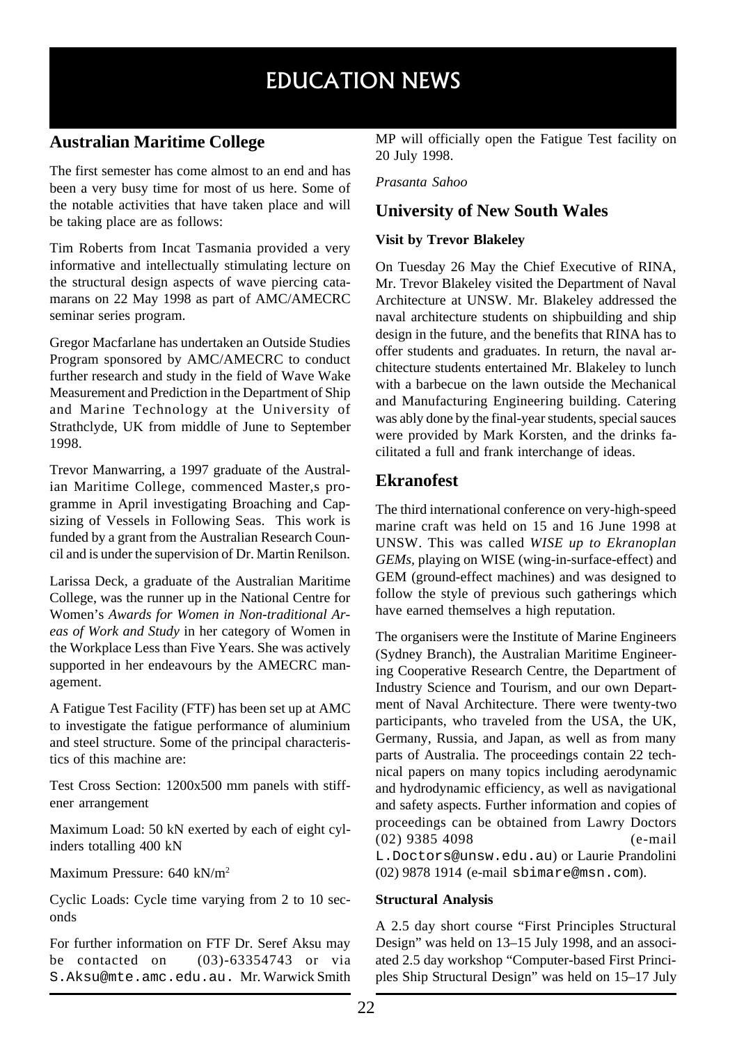# EDUCATION NEWS

## Australian Maritime College

The first semester has come almost to an end and has been a very busy time for most of us here. Some of the notable activities that have taken place and will be taking place are as follows:

Tim Roberts from Incat Tasmania provided a very informative and intellectually stimulating lecture on the structural design aspects of wave piercing catamarans on 22 May 1998 as part of AMC/AMECRC seminar series program.

Gregor Macfarlane has undertaken an Outside Studies Program sponsored by AMC/AMECRC to conduct further research and study in the field of Wave Wake Measurement and Prediction in the Department of Ship and Marine Technology at the University of Strathclyde, UK from middle of June to September 1998.

Trevor Manwarring, a 1997 graduate of the Australian Maritime College, commenced Master,s programme in April investigating Broaching and Capsizing of Vessels in Following Seas. This work is funded by a grant from the Australian Research Council and is under the supervision of Dr. Martin Renilson.

Larissa Deck, a graduate of the Australian Maritime College, was the runner up in the National Centre for Women's *Awards for Women in Non-traditional Areas of Work and Study* in her category of Women in the Workplace Less than Five Years. She was actively supported in her endeavours by the AMECRC management.

A Fatigue Test Facility (FTF) has been set up at AMC to investigate the fatigue performance of aluminium and steel structure. Some of the principal characteristics of this machine are:

Test Cross Section: 1200x500 mm panels with stiffener arrangement

Maximum Load: 50 kN exerted by each of eight cylinders totalling 400 kN

Maximum Pressure: 640 kN/m$^2$

Cyclic Loads: Cycle time varying from 2 to 10 seconds

For further information on FTF Dr. Seref Aksu may be contacted on (03)-63354743 or via S.Aksu@mte.amc.edu.au. Mr. Warwick Smith MP will officially open the Fatigue Test facility on 20 July 1998.

*Prasanta Sahoo*

## University of New South Wales

### Visit by Trevor Blakeley

On Tuesday 26 May the Chief Executive of RINA, Mr. Trevor Blakeley visited the Department of Naval Architecture at UNSW. Mr. Blakeley addressed the naval architecture students on shipbuilding and ship design in the future, and the benefits that RINA has to offer students and graduates. In return, the naval architecture students entertained Mr. Blakeley to lunch with a barbecue on the lawn outside the Mechanical and Manufacturing Engineering building. Catering was ably done by the final-year students, special sauces were provided by Mark Korsten, and the drinks facilitated a full and frank interchange of ideas.

## Ekranofest

The third international conference on very-high-speed marine craft was held on 15 and 16 June 1998 at UNSW. This was called *WISE up to Ekranoplan GEMs*, playing on WISE (wing-in-surface-effect) and GEM (ground-effect machines) and was designed to follow the style of previous such gatherings which have earned themselves a high reputation.

The organisers were the Institute of Marine Engineers (Sydney Branch), the Australian Maritime Engineering Cooperative Research Centre, the Department of Industry Science and Tourism, and our own Department of Naval Architecture. There were twenty-two participants, who traveled from the USA, the UK, Germany, Russia, and Japan, as well as from many parts of Australia. The proceedings contain 22 technical papers on many topics including aerodynamic and hydrodynamic efficiency, as well as navigational and safety aspects. Further information and copies of proceedings can be obtained from Lawry Doctors (02) 9385 4098 (e-mail L.Doctors@unsw.edu.au) or Laurie Prandolini (02) 9878 1914 (e-mail sbimare@msn.com).

### Structural Analysis

A 2.5 day short course "First Principles Structural Design" was held on 13–15 July 1998, and an associated 2.5 day workshop "Computer-based First Principles Ship Structural Design" was held on 15–17 July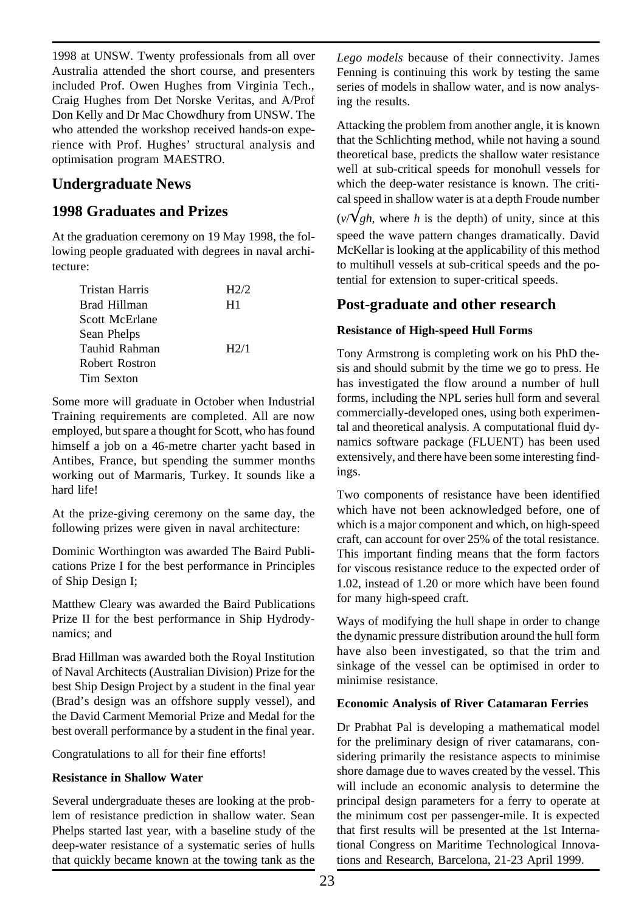1998 at UNSW. Twenty professionals from all over Australia attended the short course, and presenters included Prof. Owen Hughes from Virginia Tech., Craig Hughes from Det Norske Veritas, and A/Prof Don Kelly and Dr Mac Chowdhury from UNSW. The who attended the workshop received hands-on experience with Prof. Hughes' structural analysis and optimisation program MAESTRO.

## Undergraduate News

## 1998 Graduates and Prizes

At the graduation ceremony on 19 May 1998, the following people graduated with degrees in naval architecture:

| | |
|---|---|
| Tristan Harris | H2/2 |
| Brad Hillman | H1 |
| Scott McErlane | |
| Sean Phelps | |
| Tauhid Rahman | H2/1 |
| Robert Rostron | |
| Tim Sexton | |

Some more will graduate in October when Industrial Training requirements are completed. All are now employed, but spare a thought for Scott, who has found himself a job on a 46-metre charter yacht based in Antibes, France, but spending the summer months working out of Marmaris, Turkey. It sounds like a hard life!

At the prize-giving ceremony on the same day, the following prizes were given in naval architecture:

Dominic Worthington was awarded The Baird Publications Prize I for the best performance in Principles of Ship Design I;

Matthew Cleary was awarded the Baird Publications Prize II for the best performance in Ship Hydrodynamics; and

Brad Hillman was awarded both the Royal Institution of Naval Architects (Australian Division) Prize for the best Ship Design Project by a student in the final year (Brad's design was an offshore supply vessel), and the David Carment Memorial Prize and Medal for the best overall performance by a student in the final year.

Congratulations to all for their fine efforts!

**Resistance in Shallow Water**

Several undergraduate theses are looking at the problem of resistance prediction in shallow water. Sean Phelps started last year, with a baseline study of the deep-water resistance of a systematic series of hulls that quickly became known at the towing tank as the *Lego models* because of their connectivity. James Fenning is continuing this work by testing the same series of models in shallow water, and is now analysing the results.

Attacking the problem from another angle, it is known that the Schlichting method, while not having a sound theoretical base, predicts the shallow water resistance well at sub-critical speeds for monohull vessels for which the deep-water resistance is known. The critical speed in shallow water is at a depth Froude number ($v/\sqrt{gh}$, where $h$ is the depth) of unity, since at this speed the wave pattern changes dramatically. David McKellar is looking at the applicability of this method to multihull vessels at sub-critical speeds and the potential for extension to super-critical speeds.

## Post-graduate and other research

**Resistance of High-speed Hull Forms**

Tony Armstrong is completing work on his PhD thesis and should submit by the time we go to press. He has investigated the flow around a number of hull forms, including the NPL series hull form and several commercially-developed ones, using both experimental and theoretical analysis. A computational fluid dynamics software package (FLUENT) has been used extensively, and there have been some interesting findings.

Two components of resistance have been identified which have not been acknowledged before, one of which is a major component and which, on high-speed craft, can account for over 25% of the total resistance. This important finding means that the form factors for viscous resistance reduce to the expected order of 1.02, instead of 1.20 or more which have been found for many high-speed craft.

Ways of modifying the hull shape in order to change the dynamic pressure distribution around the hull form have also been investigated, so that the trim and sinkage of the vessel can be optimised in order to minimise resistance.

**Economic Analysis of River Catamaran Ferries**

Dr Prabhat Pal is developing a mathematical model for the preliminary design of river catamarans, considering primarily the resistance aspects to minimise shore damage due to waves created by the vessel. This will include an economic analysis to determine the principal design parameters for a ferry to operate at the minimum cost per passenger-mile. It is expected that first results will be presented at the 1st International Congress on Maritime Technological Innovations and Research, Barcelona, 21-23 April 1999.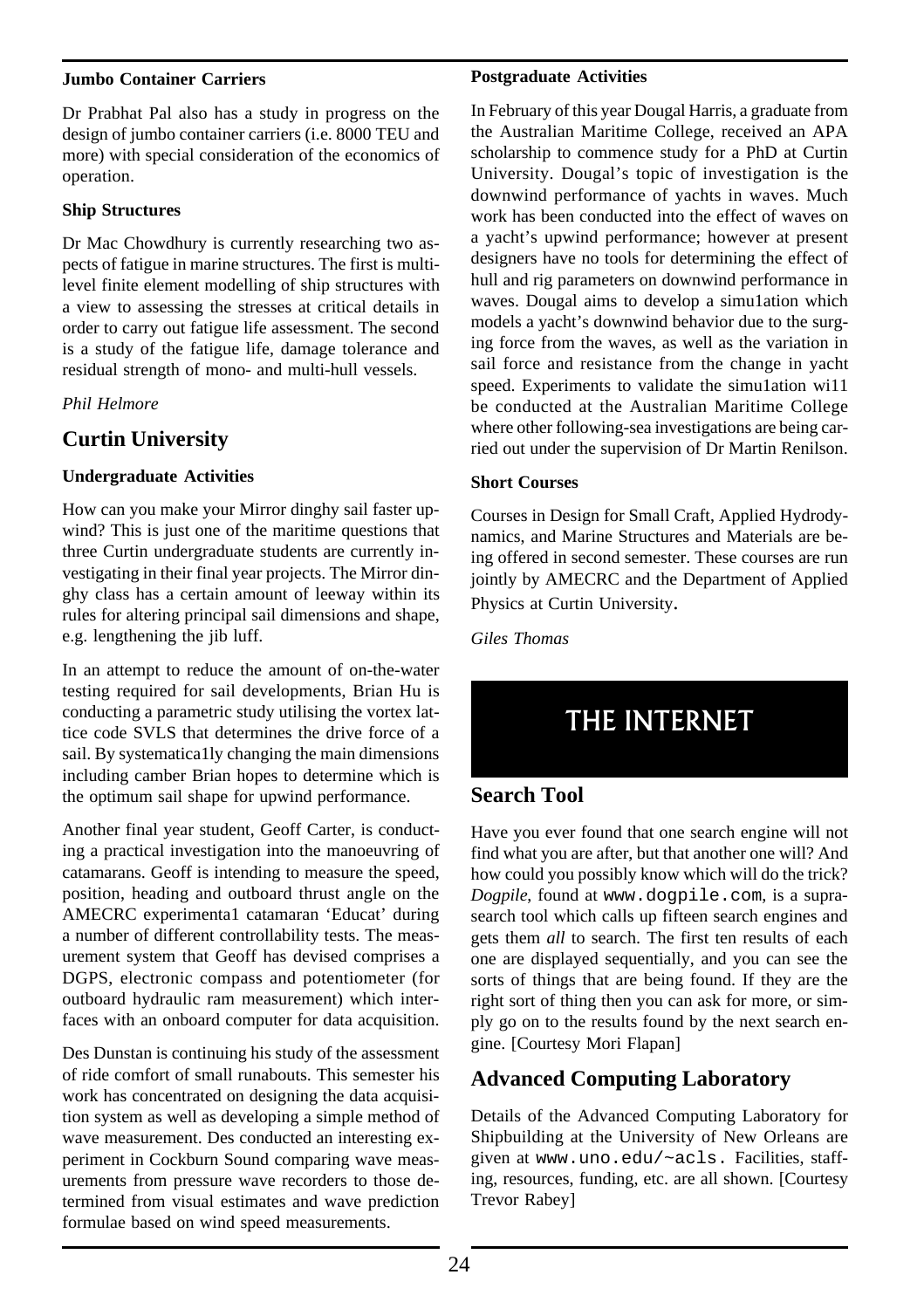### Jumbo Container Carriers

Dr Prabhat Pal also has a study in progress on the design of jumbo container carriers (i.e. 8000 TEU and more) with special consideration of the economics of operation.

### Ship Structures

Dr Mac Chowdhury is currently researching two aspects of fatigue in marine structures. The first is multilevel finite element modelling of ship structures with a view to assessing the stresses at critical details in order to carry out fatigue life assessment. The second is a study of the fatigue life, damage tolerance and residual strength of mono- and multi-hull vessels.

*Phil Helmore*

## Curtin University

### Undergraduate Activities

How can you make your Mirror dinghy sail faster upwind? This is just one of the maritime questions that three Curtin undergraduate students are currently investigating in their final year projects. The Mirror dinghy class has a certain amount of leeway within its rules for altering principal sail dimensions and shape, e.g. lengthening the jib luff.

In an attempt to reduce the amount of on-the-water testing required for sail developments, Brian Hu is conducting a parametric study utilising the vortex lattice code SVLS that determines the drive force of a sail. By systematica1ly changing the main dimensions including camber Brian hopes to determine which is the optimum sail shape for upwind performance.

Another final year student, Geoff Carter, is conducting a practical investigation into the manoeuvring of catamarans. Geoff is intending to measure the speed, position, heading and outboard thrust angle on the AMECRC experimenta1 catamaran 'Educat' during a number of different controllability tests. The measurement system that Geoff has devised comprises a DGPS, electronic compass and potentiometer (for outboard hydraulic ram measurement) which interfaces with an onboard computer for data acquisition.

Des Dunstan is continuing his study of the assessment of ride comfort of small runabouts. This semester his work has concentrated on designing the data acquisition system as well as developing a simple method of wave measurement. Des conducted an interesting experiment in Cockburn Sound comparing wave measurements from pressure wave recorders to those determined from visual estimates and wave prediction formulae based on wind speed measurements.

### Postgraduate Activities

In February of this year Dougal Harris, a graduate from the Australian Maritime College, received an APA scholarship to commence study for a PhD at Curtin University. Dougal's topic of investigation is the downwind performance of yachts in waves. Much work has been conducted into the effect of waves on a yacht's upwind performance; however at present designers have no tools for determining the effect of hull and rig parameters on downwind performance in waves. Dougal aims to develop a simu1ation which models a yacht's downwind behavior due to the surging force from the waves, as well as the variation in sail force and resistance from the change in yacht speed. Experiments to validate the simu1ation wi11 be conducted at the Australian Maritime College where other following-sea investigations are being carried out under the supervision of Dr Martin Renilson.

### Short Courses

Courses in Design for Small Craft, Applied Hydrodynamics, and Marine Structures and Materials are being offered in second semester. These courses are run jointly by AMECRC and the Department of Applied Physics at Curtin University.

*Giles Thomas*

# THE INTERNET

## Search Tool

Have you ever found that one search engine will not find what you are after, but that another one will? And how could you possibly know which will do the trick? *Dogpile*, found at www.dogpile.com, is a suprasearch tool which calls up fifteen search engines and gets them *all* to search. The first ten results of each one are displayed sequentially, and you can see the sorts of things that are being found. If they are the right sort of thing then you can ask for more, or simply go on to the results found by the next search engine. [Courtesy Mori Flapan]

## Advanced Computing Laboratory

Details of the Advanced Computing Laboratory for Shipbuilding at the University of New Orleans are given at www.uno.edu/~acls. Facilities, staffing, resources, funding, etc. are all shown. [Courtesy Trevor Rabey]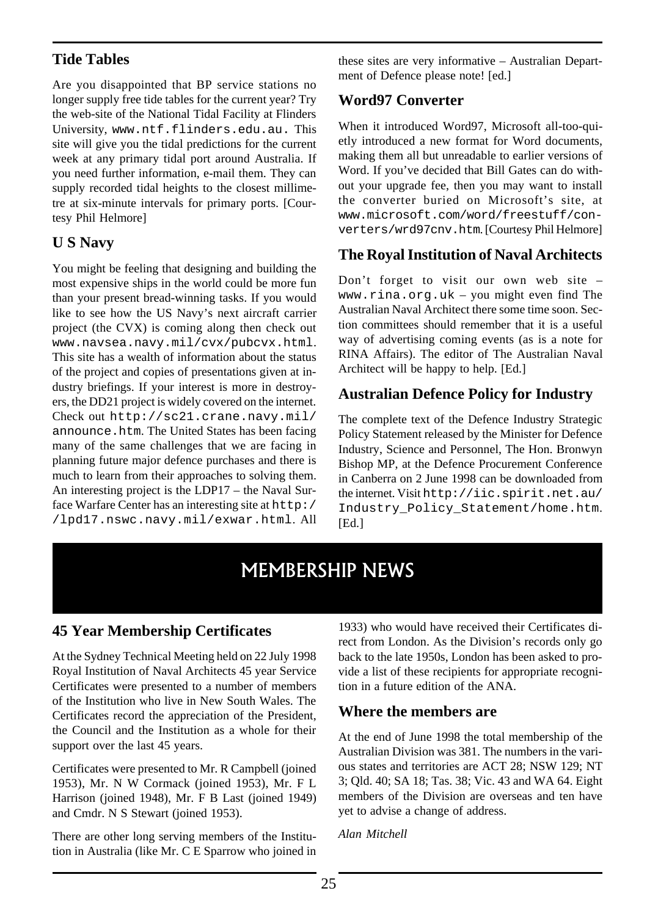## Tide Tables

Are you disappointed that BP service stations no longer supply free tide tables for the current year? Try the web-site of the National Tidal Facility at Flinders University, www.ntf.flinders.edu.au. This site will give you the tidal predictions for the current week at any primary tidal port around Australia. If you need further information, e-mail them. They can supply recorded tidal heights to the closest millimetre at six-minute intervals for primary ports. [Courtesy Phil Helmore]

## U S Navy

You might be feeling that designing and building the most expensive ships in the world could be more fun than your present bread-winning tasks. If you would like to see how the US Navy's next aircraft carrier project (the CVX) is coming along then check out www.navsea.navy.mil/cvx/pubcvx.html. This site has a wealth of information about the status of the project and copies of presentations given at industry briefings. If your interest is more in destroyers, the DD21 project is widely covered on the internet. Check out http://sc21.crane.navy.mil/announce.htm. The United States has been facing many of the same challenges that we are facing in planning future major defence purchases and there is much to learn from their approaches to solving them. An interesting project is the LDP17 – the Naval Surface Warfare Center has an interesting site at http://lpd17.nswc.navy.mil/exwar.html. All these sites are very informative – Australian Department of Defence please note! [ed.]

## Word97 Converter

When it introduced Word97, Microsoft all-too-quietly introduced a new format for Word documents, making them all but unreadable to earlier versions of Word. If you've decided that Bill Gates can do without your upgrade fee, then you may want to install the converter buried on Microsoft's site, at www.microsoft.com/word/freestuff/converters/wrd97cnv.htm. [Courtesy Phil Helmore]

## The Royal Institution of Naval Architects

Don't forget to visit our own web site – www.rina.org.uk – you might even find The Australian Naval Architect there some time soon. Section committees should remember that it is a useful way of advertising coming events (as is a note for RINA Affairs). The editor of The Australian Naval Architect will be happy to help. [Ed.]

## Australian Defence Policy for Industry

The complete text of the Defence Industry Strategic Policy Statement released by the Minister for Defence Industry, Science and Personnel, The Hon. Bronwyn Bishop MP, at the Defence Procurement Conference in Canberra on 2 June 1998 can be downloaded from the internet. Visit http://iic.spirit.net.au/Industry_Policy_Statement/home.htm. [Ed.]

# MEMBERSHIP NEWS

## 45 Year Membership Certificates

At the Sydney Technical Meeting held on 22 July 1998 Royal Institution of Naval Architects 45 year Service Certificates were presented to a number of members of the Institution who live in New South Wales. The Certificates record the appreciation of the President, the Council and the Institution as a whole for their support over the last 45 years.

Certificates were presented to Mr. R Campbell (joined 1953), Mr. N W Cormack (joined 1953), Mr. F L Harrison (joined 1948), Mr. F B Last (joined 1949) and Cmdr. N S Stewart (joined 1953).

There are other long serving members of the Institution in Australia (like Mr. C E Sparrow who joined in 1933) who would have received their Certificates direct from London. As the Division's records only go back to the late 1950s, London has been asked to provide a list of these recipients for appropriate recognition in a future edition of the ANA.

## Where the members are

At the end of June 1998 the total membership of the Australian Division was 381. The numbers in the various states and territories are ACT 28; NSW 129; NT 3; Qld. 40; SA 18; Tas. 38; Vic. 43 and WA 64. Eight members of the Division are overseas and ten have yet to advise a change of address.

*Alan Mitchell*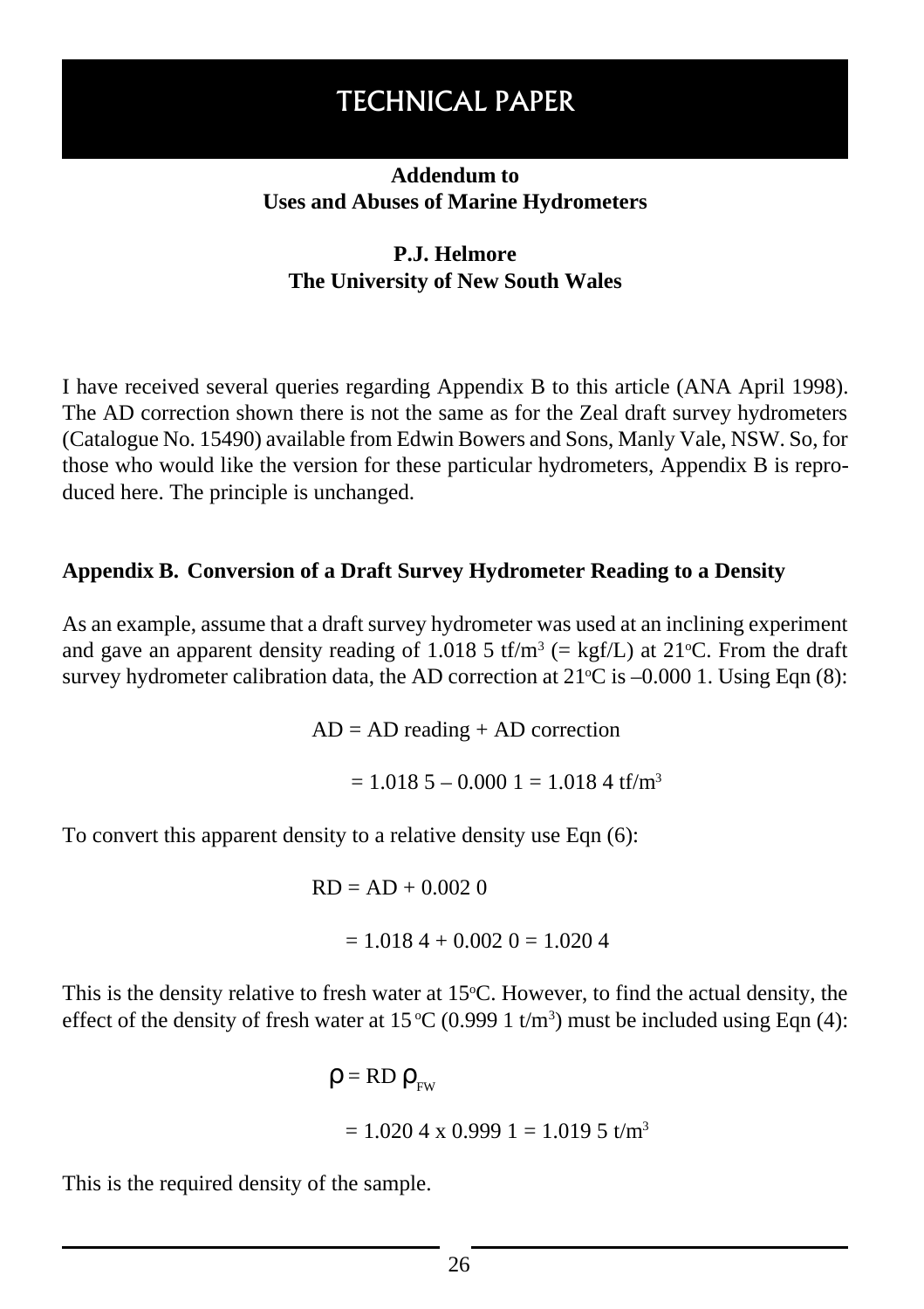# TECHNICAL PAPER

**Addendum to**
**Uses and Abuses of Marine Hydrometers**

**P.J. Helmore**
**The University of New South Wales**

I have received several queries regarding Appendix B to this article (ANA April 1998). The AD correction shown there is not the same as for the Zeal draft survey hydrometers (Catalogue No. 15490) available from Edwin Bowers and Sons, Manly Vale, NSW. So, for those who would like the version for these particular hydrometers, Appendix B is reproduced here. The principle is unchanged.

### Appendix B. Conversion of a Draft Survey Hydrometer Reading to a Density

As an example, assume that a draft survey hydrometer was used at an inclining experiment and gave an apparent density reading of 1.018 5 tf/m$^3$ (= kgf/L) at 21°C. From the draft survey hydrometer calibration data, the AD correction at 21°C is –0.000 1. Using Eqn (8):

$$AD = AD\ reading + AD\ correction$$

$$= 1.018\ 5 - 0.000\ 1 = 1.018\ 4\ tf/m^3$$

To convert this apparent density to a relative density use Eqn (6):

$$RD = AD + 0.002\ 0$$

$$= 1.018\ 4 + 0.002\ 0 = 1.020\ 4$$

This is the density relative to fresh water at 15°C. However, to find the actual density, the effect of the density of fresh water at 15 °C (0.999 1 t/m$^3$) must be included using Eqn (4):

$$\rho = RD\ \rho_{FW}$$

$$= 1.020\ 4 \times 0.999\ 1 = 1.019\ 5\ t/m^3$$

This is the required density of the sample.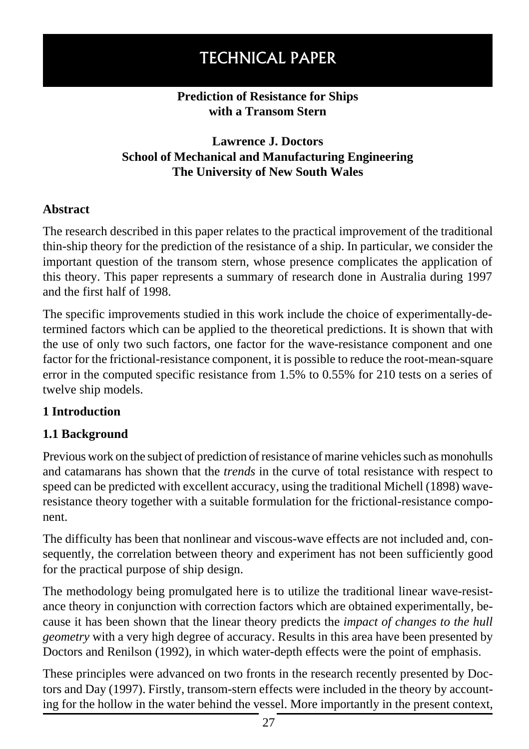# TECHNICAL PAPER

**Prediction of Resistance for Ships with a Transom Stern**

**Lawrence J. Doctors**
**School of Mechanical and Manufacturing Engineering**
**The University of New South Wales**

## Abstract

The research described in this paper relates to the practical improvement of the traditional thin-ship theory for the prediction of the resistance of a ship. In particular, we consider the important question of the transom stern, whose presence complicates the application of this theory. This paper represents a summary of research done in Australia during 1997 and the first half of 1998.

The specific improvements studied in this work include the choice of experimentally-determined factors which can be applied to the theoretical predictions. It is shown that with the use of only two such factors, one factor for the wave-resistance component and one factor for the frictional-resistance component, it is possible to reduce the root-mean-square error in the computed specific resistance from 1.5% to 0.55% for 210 tests on a series of twelve ship models.

## 1 Introduction

### 1.1 Background

Previous work on the subject of prediction of resistance of marine vehicles such as monohulls and catamarans has shown that the *trends* in the curve of total resistance with respect to speed can be predicted with excellent accuracy, using the traditional Michell (1898) wave-resistance theory together with a suitable formulation for the frictional-resistance component.

The difficulty has been that nonlinear and viscous-wave effects are not included and, consequently, the correlation between theory and experiment has not been sufficiently good for the practical purpose of ship design.

The methodology being promulgated here is to utilize the traditional linear wave-resistance theory in conjunction with correction factors which are obtained experimentally, because it has been shown that the linear theory predicts the *impact of changes to the hull geometry* with a very high degree of accuracy. Results in this area have been presented by Doctors and Renilson (1992), in which water-depth effects were the point of emphasis.

These principles were advanced on two fronts in the research recently presented by Doctors and Day (1997). Firstly, transom-stern effects were included in the theory by accounting for the hollow in the water behind the vessel. More importantly in the present context,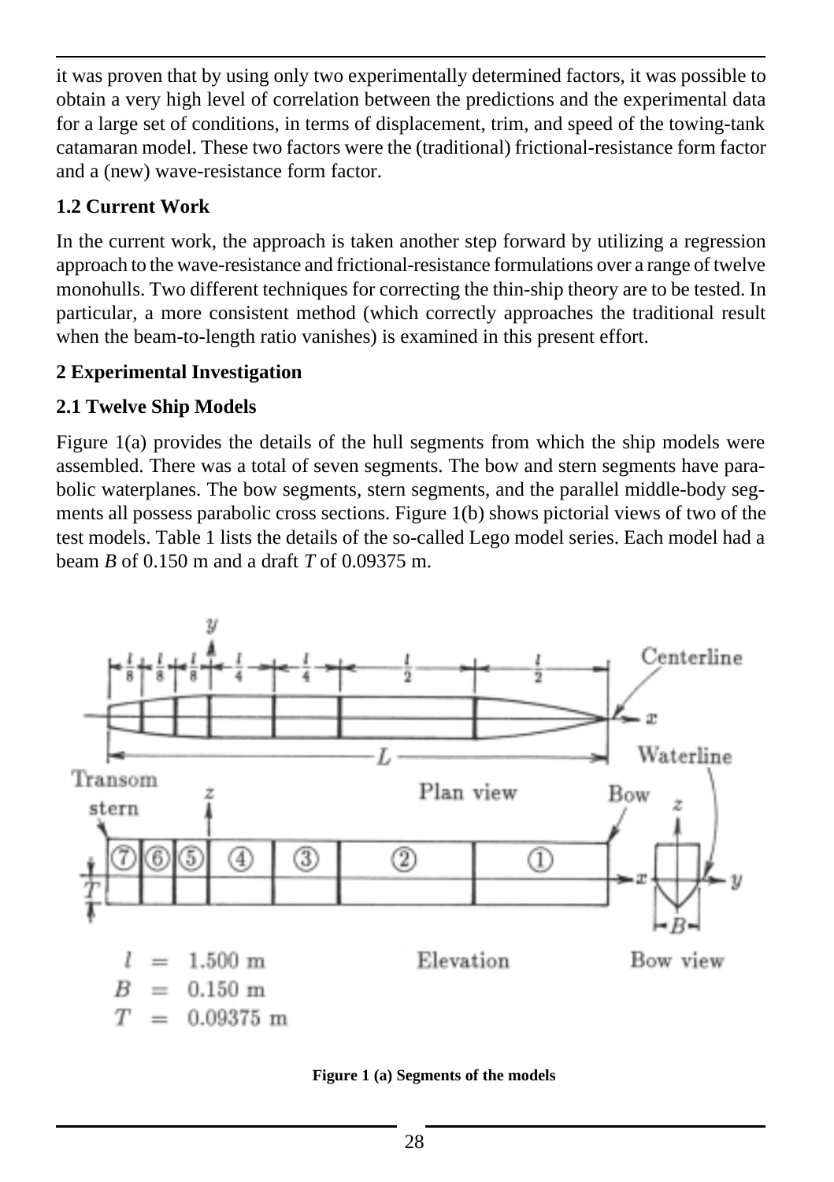it was proven that by using only two experimentally determined factors, it was possible to obtain a very high level of correlation between the predictions and the experimental data for a large set of conditions, in terms of displacement, trim, and speed of the towing-tank catamaran model. These two factors were the (traditional) frictional-resistance form factor and a (new) wave-resistance form factor.

### 1.2 Current Work

In the current work, the approach is taken another step forward by utilizing a regression approach to the wave-resistance and frictional-resistance formulations over a range of twelve monohulls. Two different techniques for correcting the thin-ship theory are to be tested. In particular, a more consistent method (which correctly approaches the traditional result when the beam-to-length ratio vanishes) is examined in this present effort.

## 2 Experimental Investigation

### 2.1 Twelve Ship Models

Figure 1(a) provides the details of the hull segments from which the ship models were assembled. There was a total of seven segments. The bow and stern segments have parabolic waterplanes. The bow segments, stern segments, and the parallel middle-body segments all possess parabolic cross sections. Figure 1(b) shows pictorial views of two of the test models. Table 1 lists the details of the so-called Lego model series. Each model had a beam $B$ of 0.150 m and a draft $T$ of 0.09375 m.

$l$ = 1.500 m
$B$ = 0.150 m
$T$ = 0.09375 m

**Figure 1 (a) Segments of the models**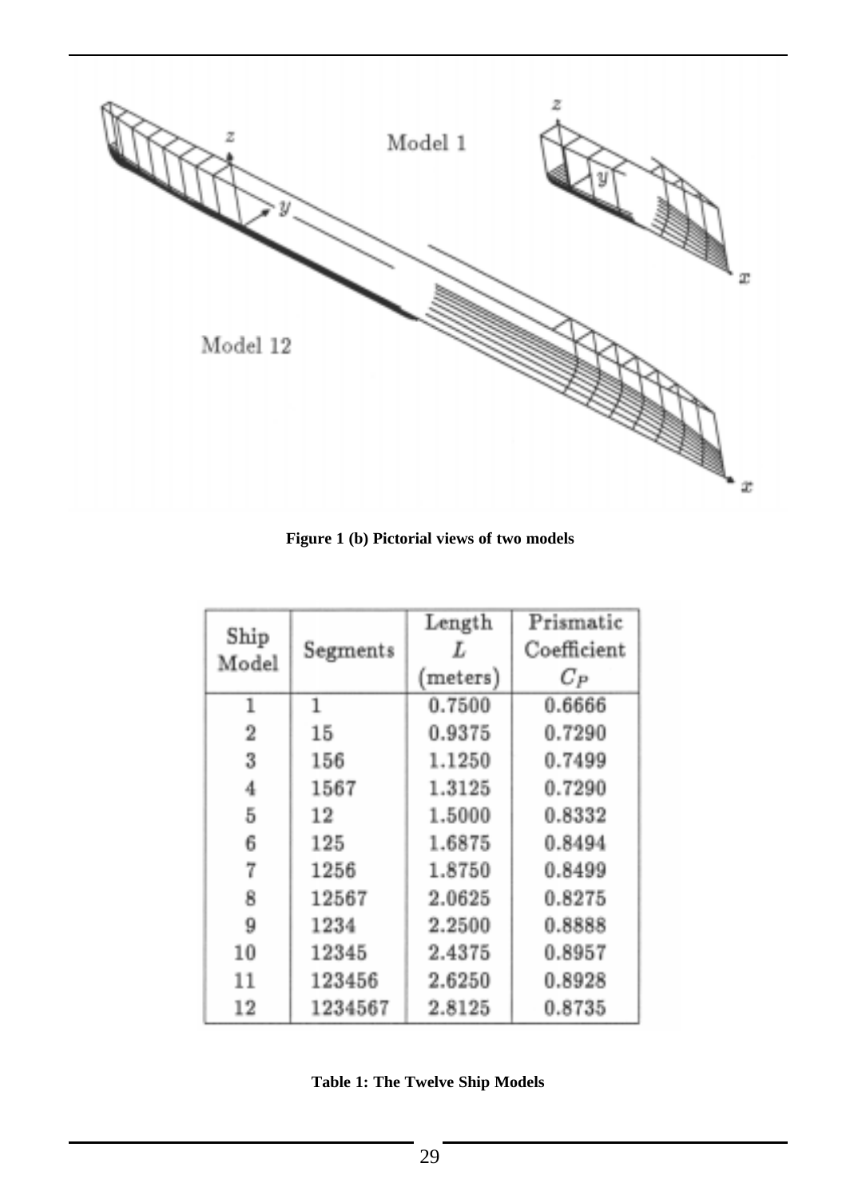Figure 1 (b) Pictorial views of two models

| Ship Model | Segments | Length $L$ (meters) | Prismatic Coefficient $C_P$ |
|---|---|---|---|
| 1 | 1 | 0.7500 | 0.6666 |
| 2 | 15 | 0.9375 | 0.7290 |
| 3 | 156 | 1.1250 | 0.7499 |
| 4 | 1567 | 1.3125 | 0.7290 |
| 5 | 12 | 1.5000 | 0.8332 |
| 6 | 125 | 1.6875 | 0.8494 |
| 7 | 1256 | 1.8750 | 0.8499 |
| 8 | 12567 | 2.0625 | 0.8275 |
| 9 | 1234 | 2.2500 | 0.8888 |
| 10 | 12345 | 2.4375 | 0.8957 |
| 11 | 123456 | 2.6250 | 0.8928 |
| 12 | 1234567 | 2.8125 | 0.8735 |

Table 1: The Twelve Ship Models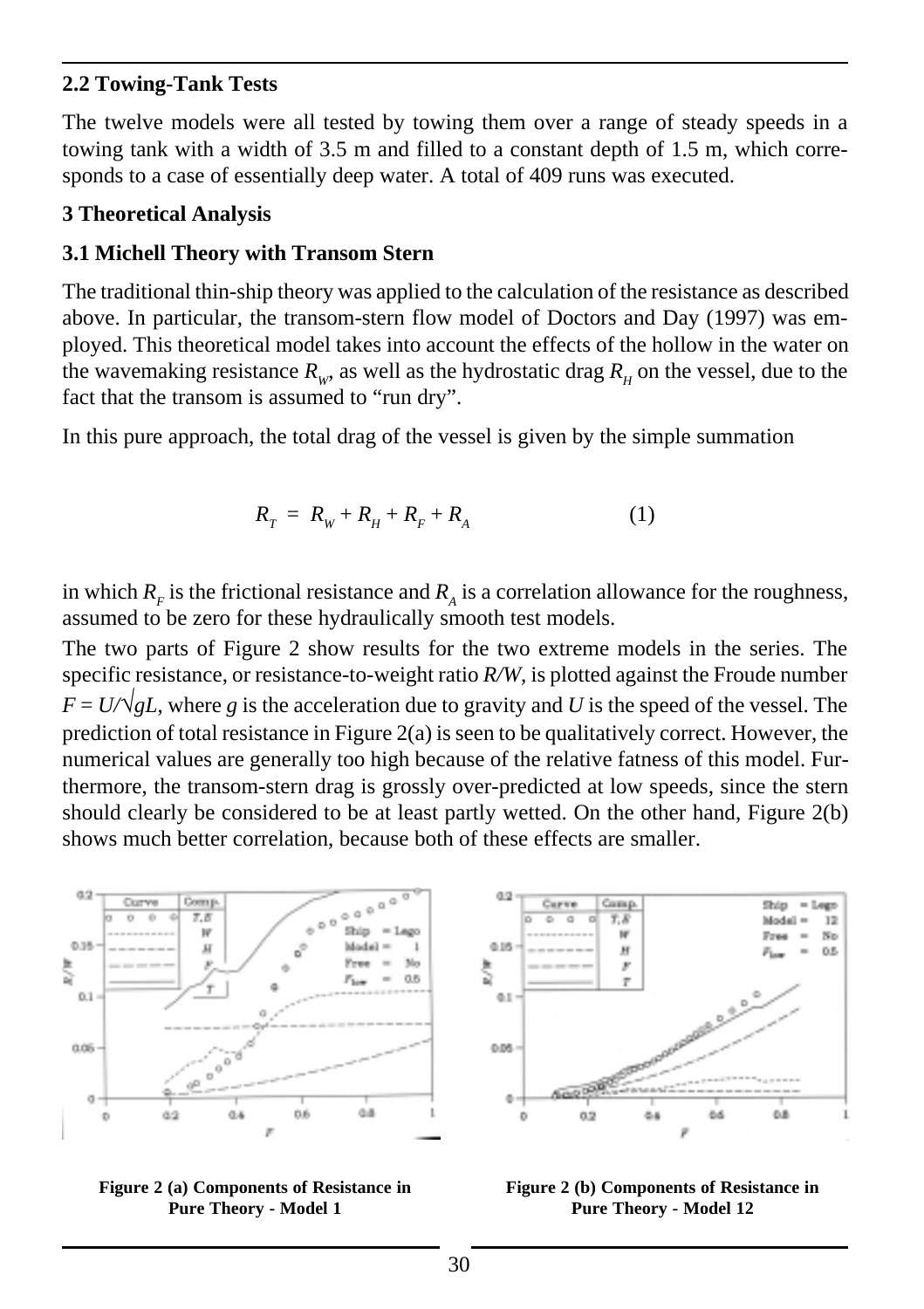### 2.2 Towing-Tank Tests

The twelve models were all tested by towing them over a range of steady speeds in a towing tank with a width of 3.5 m and filled to a constant depth of 1.5 m, which corresponds to a case of essentially deep water. A total of 409 runs was executed.

## 3 Theoretical Analysis

### 3.1 Michell Theory with Transom Stern

The traditional thin-ship theory was applied to the calculation of the resistance as described above. In particular, the transom-stern flow model of Doctors and Day (1997) was employed. This theoretical model takes into account the effects of the hollow in the water on the wavemaking resistance $R_W$, as well as the hydrostatic drag $R_H$ on the vessel, due to the fact that the transom is assumed to "run dry".

In this pure approach, the total drag of the vessel is given by the simple summation

$$R_T = R_W + R_H + R_F + R_A \qquad (1)$$

in which $R_F$ is the frictional resistance and $R_A$ is a correlation allowance for the roughness, assumed to be zero for these hydraulically smooth test models.

The two parts of Figure 2 show results for the two extreme models in the series. The specific resistance, or resistance-to-weight ratio $R/W$, is plotted against the Froude number $F = U/\sqrt{gL}$, where $g$ is the acceleration due to gravity and $U$ is the speed of the vessel. The prediction of total resistance in Figure 2(a) is seen to be qualitatively correct. However, the numerical values are generally too high because of the relative fatness of this model. Furthermore, the transom-stern drag is grossly over-predicted at low speeds, since the stern should clearly be considered to be at least partly wetted. On the other hand, Figure 2(b) shows much better correlation, because both of these effects are smaller.

**Figure 2 (a) Components of Resistance in Pure Theory - Model 1**

**Figure 2 (b) Components of Resistance in Pure Theory - Model 12**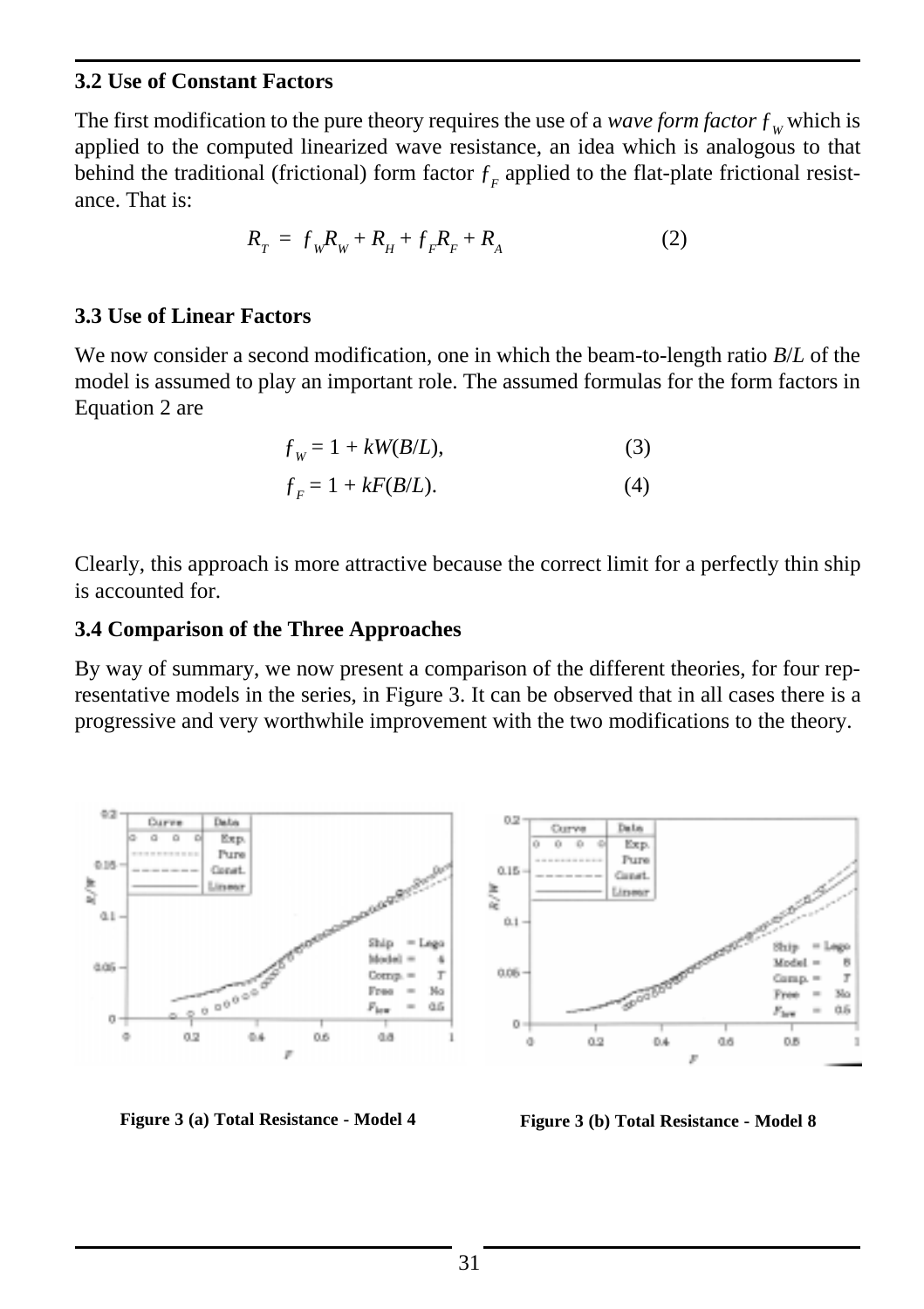### 3.2 Use of Constant Factors

The first modification to the pure theory requires the use of a *wave form factor* $f_W$ which is applied to the computed linearized wave resistance, an idea which is analogous to that behind the traditional (frictional) form factor $f_F$ applied to the flat-plate frictional resistance. That is:

$$R_T = f_W R_W + R_H + f_F R_F + R_A \qquad (2)$$

### 3.3 Use of Linear Factors

We now consider a second modification, one in which the beam-to-length ratio $B/L$ of the model is assumed to play an important role. The assumed formulas for the form factors in Equation 2 are

$$f_W = 1 + kW(B/L), \qquad (3)$$

$$f_F = 1 + kF(B/L). \qquad (4)$$

Clearly, this approach is more attractive because the correct limit for a perfectly thin ship is accounted for.

### 3.4 Comparison of the Three Approaches

By way of summary, we now present a comparison of the different theories, for four representative models in the series, in Figure 3. It can be observed that in all cases there is a progressive and very worthwhile improvement with the two modifications to the theory.

**Figure 3 (a) Total Resistance - Model 4**

**Figure 3 (b) Total Resistance - Model 8**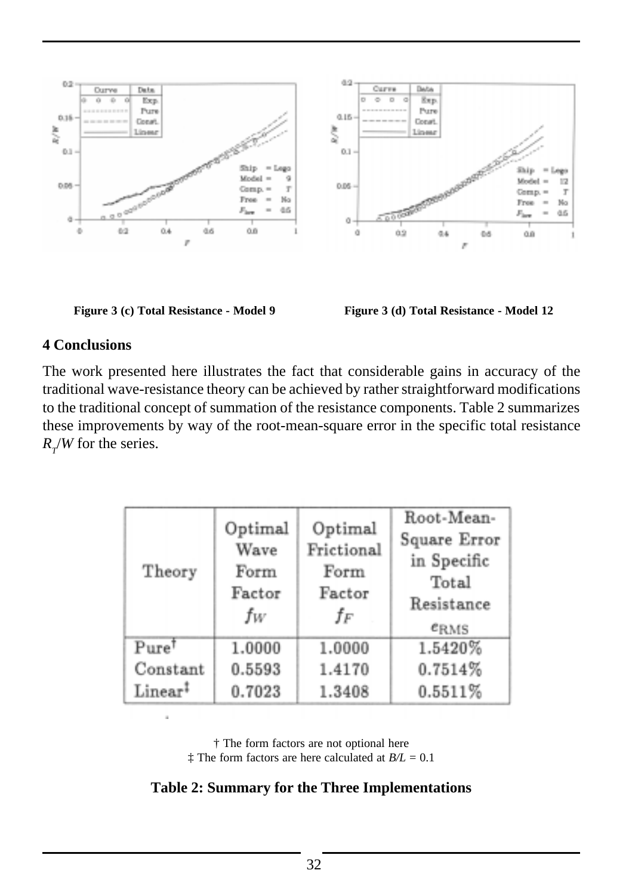Figure 3 (c) Total Resistance - Model 9

Figure 3 (d) Total Resistance - Model 12

## 4 Conclusions

The work presented here illustrates the fact that considerable gains in accuracy of the traditional wave-resistance theory can be achieved by rather straightforward modifications to the traditional concept of summation of the resistance components. Table 2 summarizes these improvements by way of the root-mean-square error in the specific total resistance $R_T/W$ for the series.

| Theory | Optimal Wave Form Factor $f_W$ | Optimal Frictional Form Factor $f_F$ | Root-Mean-Square Error in Specific Total Resistance $e_{\text{RMS}}$ |
|---|---|---|---|
| Pure† | 1.0000 | 1.0000 | 1.5420% |
| Constant | 0.5593 | 1.4170 | 0.7514% |
| Linear‡ | 0.7023 | 1.3408 | 0.5511% |

† The form factors are not optional here
‡ The form factors are here calculated at $B/L = 0.1$

**Table 2: Summary for the Three Implementations**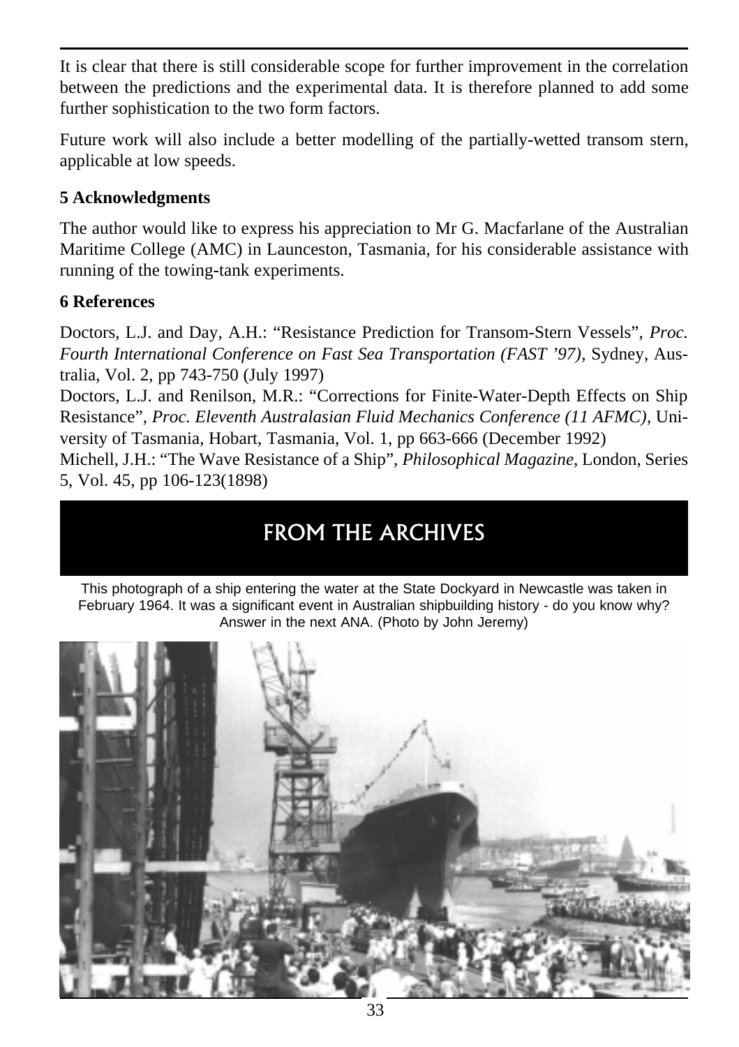It is clear that there is still considerable scope for further improvement in the correlation between the predictions and the experimental data. It is therefore planned to add some further sophistication to the two form factors.

Future work will also include a better modelling of the partially-wetted transom stern, applicable at low speeds.

## 5 Acknowledgments

The author would like to express his appreciation to Mr G. Macfarlane of the Australian Maritime College (AMC) in Launceston, Tasmania, for his considerable assistance with running of the towing-tank experiments.

## 6 References

Doctors, L.J. and Day, A.H.: "Resistance Prediction for Transom-Stern Vessels", *Proc. Fourth International Conference on Fast Sea Transportation (FAST '97)*, Sydney, Australia, Vol. 2, pp 743-750 (July 1997)

Doctors, L.J. and Renilson, M.R.: "Corrections for Finite-Water-Depth Effects on Ship Resistance", *Proc. Eleventh Australasian Fluid Mechanics Conference (11 AFMC)*, University of Tasmania, Hobart, Tasmania, Vol. 1, pp 663-666 (December 1992)

Michell, J.H.: "The Wave Resistance of a Ship", *Philosophical Magazine*, London, Series 5, Vol. 45, pp 106-123(1898)

# FROM THE ARCHIVES

This photograph of a ship entering the water at the State Dockyard in Newcastle was taken in February 1964. It was a significant event in Australian shipbuilding history - do you know why? Answer in the next ANA. (Photo by John Jeremy)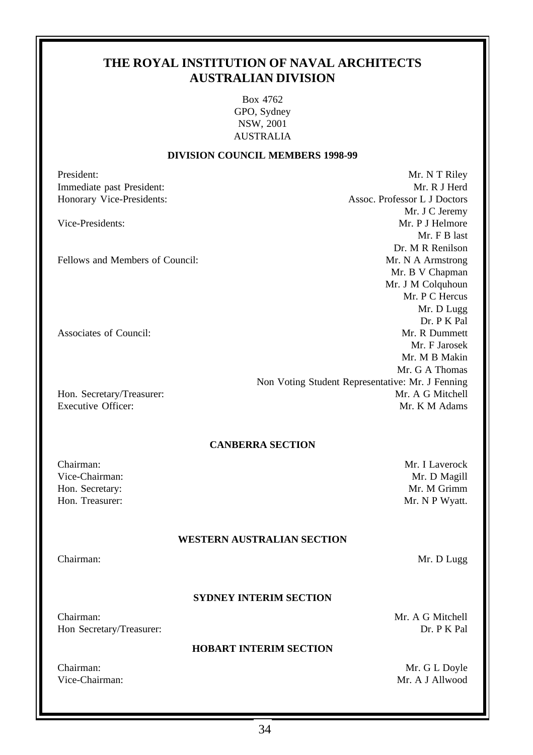# THE ROYAL INSTITUTION OF NAVAL ARCHITECTS AUSTRALIAN DIVISION

Box 4762
GPO, Sydney
NSW, 2001
AUSTRALIA

## DIVISION COUNCIL MEMBERS 1998-99

| | |
|---|---|
| President: | Mr. N T Riley |
| Immediate past President: | Mr. R J Herd |
| Honorary Vice-Presidents: | Assoc. Professor L J Doctors |
| | Mr. J C Jeremy |
| Vice-Presidents: | Mr. P J Helmore |
| | Mr. F B last |
| | Dr. M R Renilson |
| Fellows and Members of Council: | Mr. N A Armstrong |
| | Mr. B V Chapman |
| | Mr. J M Colquhoun |
| | Mr. P C Hercus |
| | Mr. D Lugg |
| | Dr. P K Pal |
| Associates of Council: | Mr. R Dummett |
| | Mr. F Jarosek |
| | Mr. M B Makin |
| | Mr. G A Thomas |
| | Non Voting Student Representative: Mr. J Fenning |
| Hon. Secretary/Treasurer: | Mr. A G Mitchell |
| Executive Officer: | Mr. K M Adams |

## CANBERRA SECTION

| | |
|---|---|
| Chairman: | Mr. I Laverock |
| Vice-Chairman: | Mr. D Magill |
| Hon. Secretary: | Mr. M Grimm |
| Hon. Treasurer: | Mr. N P Wyatt. |

## WESTERN AUSTRALIAN SECTION

| | |
|---|---|
| Chairman: | Mr. D Lugg |

## SYDNEY INTERIM SECTION

| | |
|---|---|
| Chairman: | Mr. A G Mitchell |
| Hon Secretary/Treasurer: | Dr. P K Pal |

## HOBART INTERIM SECTION

| | |
|---|---|
| Chairman: | Mr. G L Doyle |
| Vice-Chairman: | Mr. A J Allwood |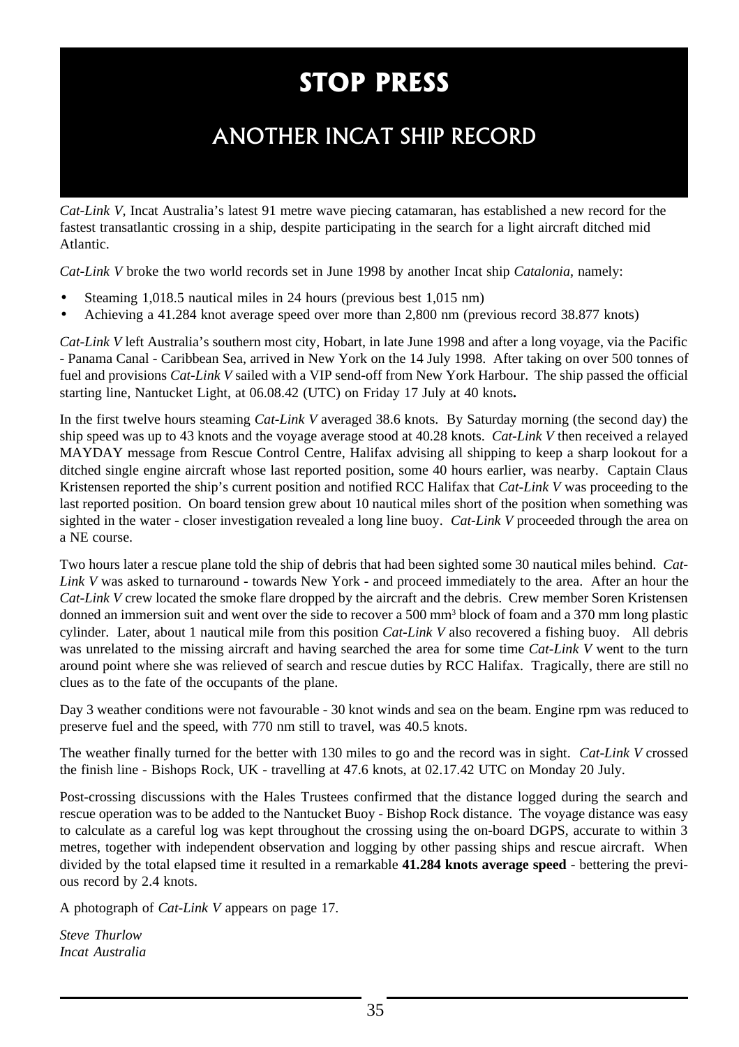# STOP PRESS

## ANOTHER INCAT SHIP RECORD

*Cat-Link V,* Incat Australia's latest 91 metre wave piecing catamaran, has established a new record for the fastest transatlantic crossing in a ship, despite participating in the search for a light aircraft ditched mid Atlantic.

*Cat-Link V* broke the two world records set in June 1998 by another Incat ship *Catalonia*, namely:

- Steaming 1,018.5 nautical miles in 24 hours (previous best 1,015 nm)
- Achieving a 41.284 knot average speed over more than 2,800 nm (previous record 38.877 knots)

*Cat-Link V* left Australia's southern most city, Hobart, in late June 1998 and after a long voyage, via the Pacific - Panama Canal - Caribbean Sea, arrived in New York on the 14 July 1998. After taking on over 500 tonnes of fuel and provisions *Cat-Link V* sailed with a VIP send-off from New York Harbour. The ship passed the official starting line, Nantucket Light, at 06.08.42 (UTC) on Friday 17 July at 40 knots**.**

In the first twelve hours steaming *Cat-Link V* averaged 38.6 knots. By Saturday morning (the second day) the ship speed was up to 43 knots and the voyage average stood at 40.28 knots. *Cat-Link V* then received a relayed MAYDAY message from Rescue Control Centre, Halifax advising all shipping to keep a sharp lookout for a ditched single engine aircraft whose last reported position, some 40 hours earlier, was nearby. Captain Claus Kristensen reported the ship's current position and notified RCC Halifax that *Cat-Link V* was proceeding to the last reported position. On board tension grew about 10 nautical miles short of the position when something was sighted in the water - closer investigation revealed a long line buoy. *Cat-Link V* proceeded through the area on a NE course.

Two hours later a rescue plane told the ship of debris that had been sighted some 30 nautical miles behind. *Cat-Link V* was asked to turnaround - towards New York - and proceed immediately to the area. After an hour the *Cat-Link V* crew located the smoke flare dropped by the aircraft and the debris. Crew member Soren Kristensen donned an immersion suit and went over the side to recover a 500 mm$^3$ block of foam and a 370 mm long plastic cylinder. Later, about 1 nautical mile from this position *Cat-Link V* also recovered a fishing buoy. All debris was unrelated to the missing aircraft and having searched the area for some time *Cat-Link V* went to the turn around point where she was relieved of search and rescue duties by RCC Halifax. Tragically, there are still no clues as to the fate of the occupants of the plane.

Day 3 weather conditions were not favourable - 30 knot winds and sea on the beam. Engine rpm was reduced to preserve fuel and the speed, with 770 nm still to travel, was 40.5 knots.

The weather finally turned for the better with 130 miles to go and the record was in sight. *Cat-Link V* crossed the finish line - Bishops Rock, UK - travelling at 47.6 knots, at 02.17.42 UTC on Monday 20 July.

Post-crossing discussions with the Hales Trustees confirmed that the distance logged during the search and rescue operation was to be added to the Nantucket Buoy - Bishop Rock distance. The voyage distance was easy to calculate as a careful log was kept throughout the crossing using the on-board DGPS, accurate to within 3 metres, together with independent observation and logging by other passing ships and rescue aircraft. When divided by the total elapsed time it resulted in a remarkable **41.284 knots average speed** - bettering the previous record by 2.4 knots.

A photograph of *Cat-Link V* appears on page 17.

*Steve Thurlow*
*Incat Australia*